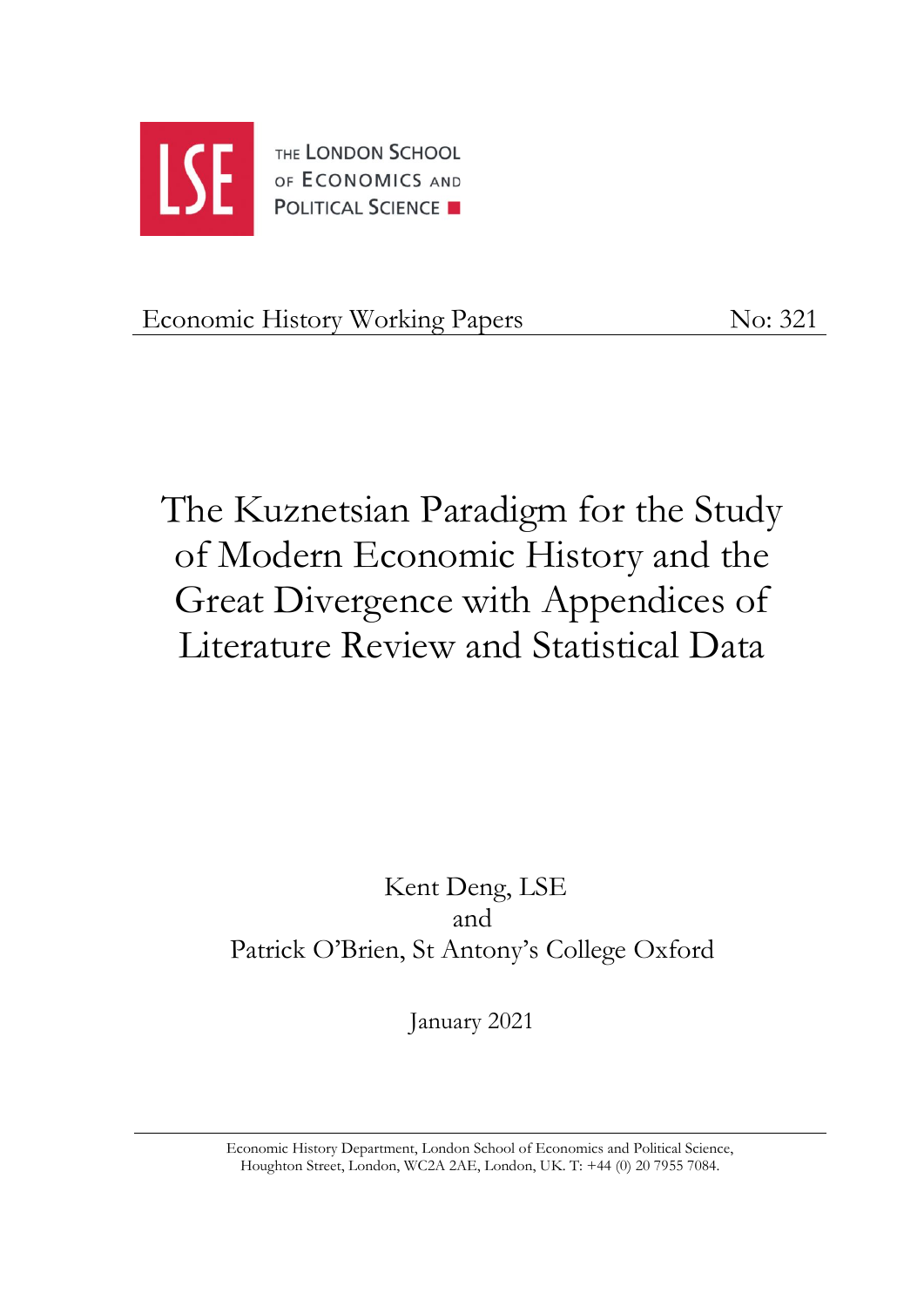THE LONDON SCHOOL OF ECONOMICS AND POLITICAL SCIENCE

Economic History Working Papers No: 321

# The Kuznetsian Paradigm for the Study of Modern Economic History and the Great Divergence with Appendices of Literature Review and Statistical Data

Kent Deng, LSE
and
Patrick O'Brien, St Antony's College Oxford

January 2021

Economic History Department, London School of Economics and Political Science, Houghton Street, London, WC2A 2AE, London, UK. T: +44 (0) 20 7955 7084.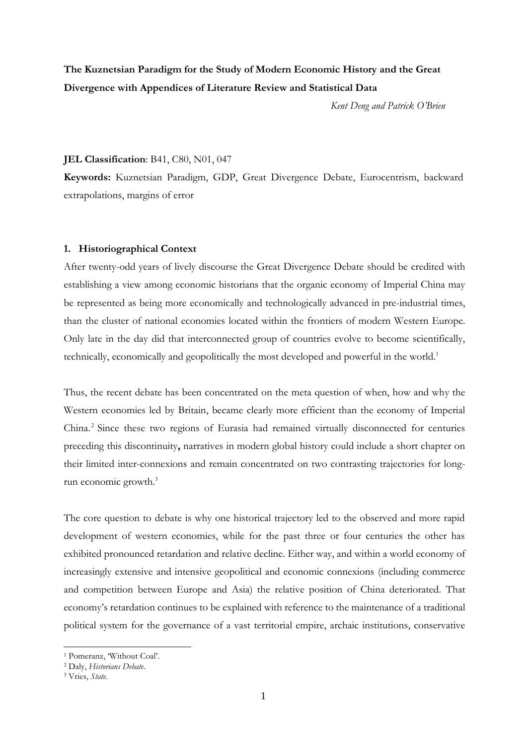**The Kuznetsian Paradigm for the Study of Modern Economic History and the Great Divergence with Appendices of Literature Review and Statistical Data**

*Kent Deng and Patrick O'Brien*

**JEL Classification**: B41, C80, N01, 047

**Keywords:** Kuznetsian Paradigm, GDP, Great Divergence Debate, Eurocentrism, backward extrapolations, margins of error

## 1. Historiographical Context

After twenty-odd years of lively discourse the Great Divergence Debate should be credited with establishing a view among economic historians that the organic economy of Imperial China may be represented as being more economically and technologically advanced in pre-industrial times, than the cluster of national economies located within the frontiers of modern Western Europe. Only late in the day did that interconnected group of countries evolve to become scientifically, technically, economically and geopolitically the most developed and powerful in the world.[1]

Thus, the recent debate has been concentrated on the meta question of when, how and why the Western economies led by Britain, became clearly more efficient than the economy of Imperial China.[2] Since these two regions of Eurasia had remained virtually disconnected for centuries preceding this discontinuity**,** narratives in modern global history could include a short chapter on their limited inter-connexions and remain concentrated on two contrasting trajectories for long-run economic growth.[3]

The core question to debate is why one historical trajectory led to the observed and more rapid development of western economies, while for the past three or four centuries the other has exhibited pronounced retardation and relative decline. Either way, and within a world economy of increasingly extensive and intensive geopolitical and economic connexions (including commerce and competition between Europe and Asia) the relative position of China deteriorated. That economy's retardation continues to be explained with reference to the maintenance of a traditional political system for the governance of a vast territorial empire, archaic institutions, conservative

[1] Pomeranz, 'Without Coal'.
[2] Daly, *Historians Debate*.
[3] Vries, *State*.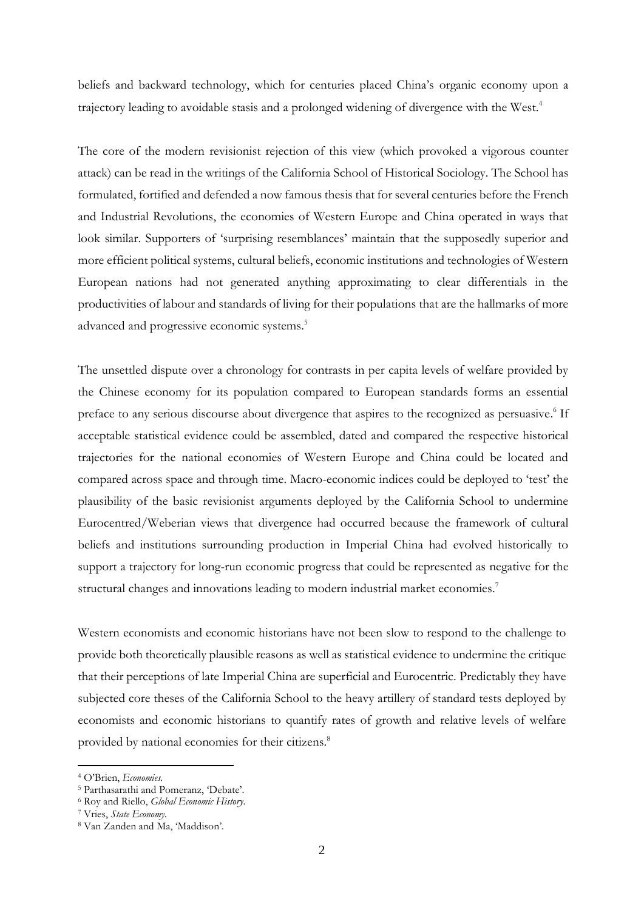beliefs and backward technology, which for centuries placed China's organic economy upon a trajectory leading to avoidable stasis and a prolonged widening of divergence with the West.[4]

The core of the modern revisionist rejection of this view (which provoked a vigorous counter attack) can be read in the writings of the California School of Historical Sociology. The School has formulated, fortified and defended a now famous thesis that for several centuries before the French and Industrial Revolutions, the economies of Western Europe and China operated in ways that look similar. Supporters of 'surprising resemblances' maintain that the supposedly superior and more efficient political systems, cultural beliefs, economic institutions and technologies of Western European nations had not generated anything approximating to clear differentials in the productivities of labour and standards of living for their populations that are the hallmarks of more advanced and progressive economic systems.[5]

The unsettled dispute over a chronology for contrasts in per capita levels of welfare provided by the Chinese economy for its population compared to European standards forms an essential preface to any serious discourse about divergence that aspires to the recognized as persuasive.[6] If acceptable statistical evidence could be assembled, dated and compared the respective historical trajectories for the national economies of Western Europe and China could be located and compared across space and through time. Macro-economic indices could be deployed to 'test' the plausibility of the basic revisionist arguments deployed by the California School to undermine Eurocentred/Weberian views that divergence had occurred because the framework of cultural beliefs and institutions surrounding production in Imperial China had evolved historically to support a trajectory for long-run economic progress that could be represented as negative for the structural changes and innovations leading to modern industrial market economies.[7]

Western economists and economic historians have not been slow to respond to the challenge to provide both theoretically plausible reasons as well as statistical evidence to undermine the critique that their perceptions of late Imperial China are superficial and Eurocentric. Predictably they have subjected core theses of the California School to the heavy artillery of standard tests deployed by economists and economic historians to quantify rates of growth and relative levels of welfare provided by national economies for their citizens.[8]

---

[4] O'Brien, *Economies.*

[5] Parthasarathi and Pomeranz, 'Debate'.

[6] Roy and Riello, *Global Economic History.*

[7] Vries, *State Economy.*

[8] Van Zanden and Ma, 'Maddison'.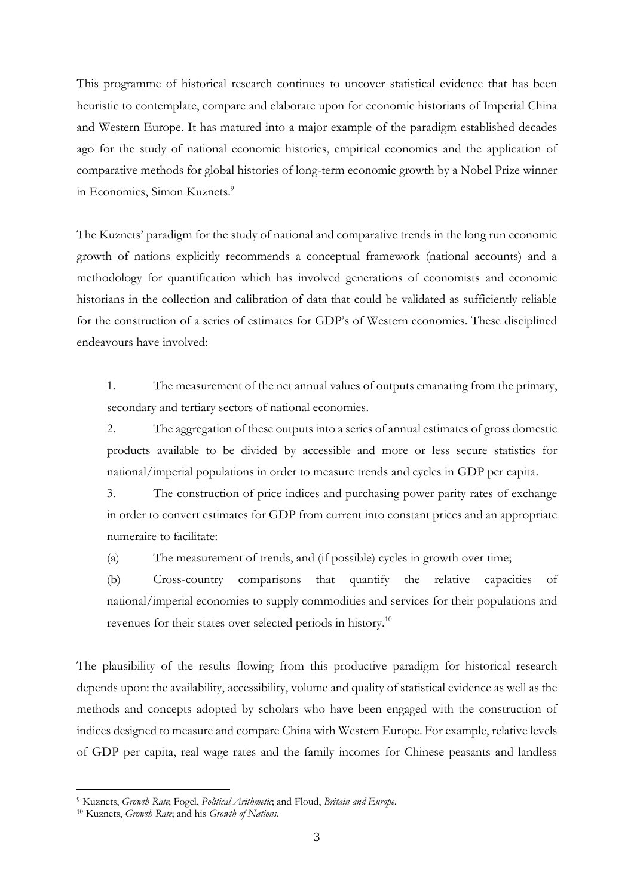This programme of historical research continues to uncover statistical evidence that has been heuristic to contemplate, compare and elaborate upon for economic historians of Imperial China and Western Europe. It has matured into a major example of the paradigm established decades ago for the study of national economic histories, empirical economics and the application of comparative methods for global histories of long-term economic growth by a Nobel Prize winner in Economics, Simon Kuznets.[9]

The Kuznets' paradigm for the study of national and comparative trends in the long run economic growth of nations explicitly recommends a conceptual framework (national accounts) and a methodology for quantification which has involved generations of economists and economic historians in the collection and calibration of data that could be validated as sufficiently reliable for the construction of a series of estimates for GDP's of Western economies. These disciplined endeavours have involved:

1. The measurement of the net annual values of outputs emanating from the primary, secondary and tertiary sectors of national economies.
2. The aggregation of these outputs into a series of annual estimates of gross domestic products available to be divided by accessible and more or less secure statistics for national/imperial populations in order to measure trends and cycles in GDP per capita.
3. The construction of price indices and purchasing power parity rates of exchange in order to convert estimates for GDP from current into constant prices and an appropriate numeraire to facilitate:

(a) The measurement of trends, and (if possible) cycles in growth over time;

(b) Cross-country comparisons that quantify the relative capacities of national/imperial economies to supply commodities and services for their populations and revenues for their states over selected periods in history.[10]

The plausibility of the results flowing from this productive paradigm for historical research depends upon: the availability, accessibility, volume and quality of statistical evidence as well as the methods and concepts adopted by scholars who have been engaged with the construction of indices designed to measure and compare China with Western Europe. For example, relative levels of GDP per capita, real wage rates and the family incomes for Chinese peasants and landless

---

[9] Kuznets, *Growth Rate*; Fogel, *Political Arithmetic*; and Floud, *Britain and Europe*.

[10] Kuznets, *Growth Rate*; and his *Growth of Nations*.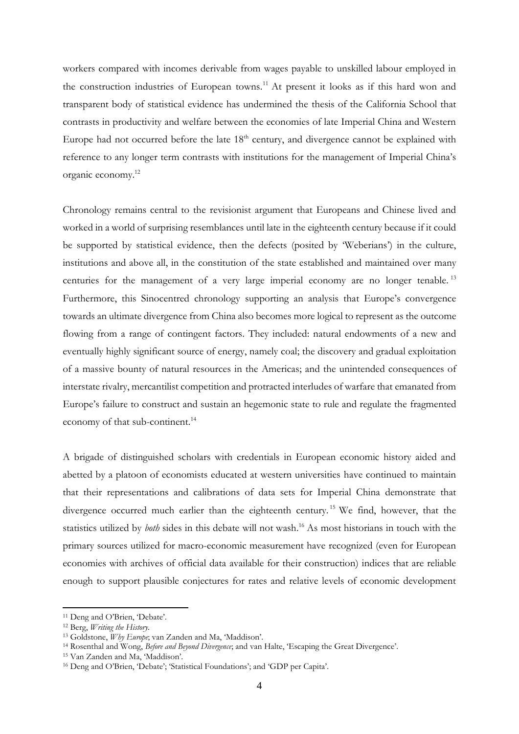workers compared with incomes derivable from wages payable to unskilled labour employed in the construction industries of European towns.[11] At present it looks as if this hard won and transparent body of statistical evidence has undermined the thesis of the California School that contrasts in productivity and welfare between the economies of late Imperial China and Western Europe had not occurred before the late 18th century, and divergence cannot be explained with reference to any longer term contrasts with institutions for the management of Imperial China's organic economy.[12]

Chronology remains central to the revisionist argument that Europeans and Chinese lived and worked in a world of surprising resemblances until late in the eighteenth century because if it could be supported by statistical evidence, then the defects (posited by 'Weberians') in the culture, institutions and above all, in the constitution of the state established and maintained over many centuries for the management of a very large imperial economy are no longer tenable.[13] Furthermore, this Sinocentred chronology supporting an analysis that Europe's convergence towards an ultimate divergence from China also becomes more logical to represent as the outcome flowing from a range of contingent factors. They included: natural endowments of a new and eventually highly significant source of energy, namely coal; the discovery and gradual exploitation of a massive bounty of natural resources in the Americas; and the unintended consequences of interstate rivalry, mercantilist competition and protracted interludes of warfare that emanated from Europe's failure to construct and sustain an hegemonic state to rule and regulate the fragmented economy of that sub-continent.[14]

A brigade of distinguished scholars with credentials in European economic history aided and abetted by a platoon of economists educated at western universities have continued to maintain that their representations and calibrations of data sets for Imperial China demonstrate that divergence occurred much earlier than the eighteenth century.[15] We find, however, that the statistics utilized by *both* sides in this debate will not wash.[16] As most historians in touch with the primary sources utilized for macro-economic measurement have recognized (even for European economies with archives of official data available for their construction) indices that are reliable enough to support plausible conjectures for rates and relative levels of economic development

[11] Deng and O'Brien, 'Debate'.
[12] Berg, *Writing the History*.
[13] Goldstone, *Why Europe*; van Zanden and Ma, 'Maddison'.
[14] Rosenthal and Wong, *Before and Beyond Divergence*; and van Halte, 'Escaping the Great Divergence'.
[15] Van Zanden and Ma, 'Maddison'.
[16] Deng and O'Brien, 'Debate'; 'Statistical Foundations'; and 'GDP per Capita'.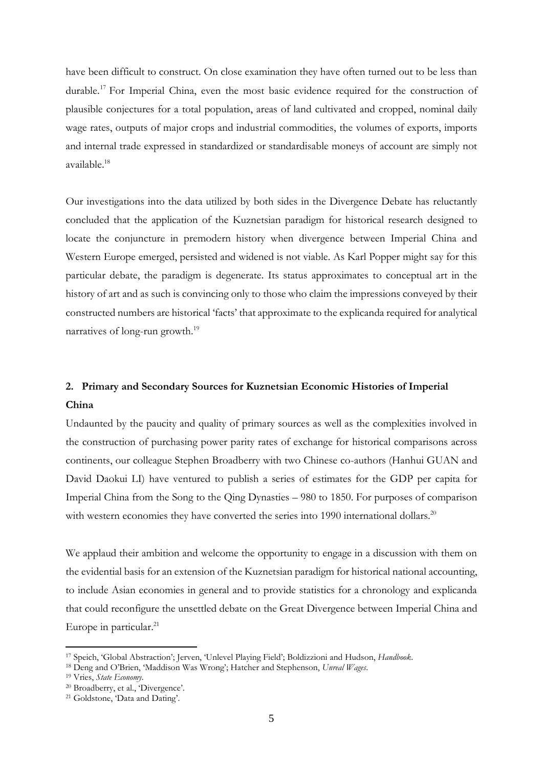have been difficult to construct. On close examination they have often turned out to be less than durable.[17] For Imperial China, even the most basic evidence required for the construction of plausible conjectures for a total population, areas of land cultivated and cropped, nominal daily wage rates, outputs of major crops and industrial commodities, the volumes of exports, imports and internal trade expressed in standardized or standardisable moneys of account are simply not available.[18]

Our investigations into the data utilized by both sides in the Divergence Debate has reluctantly concluded that the application of the Kuznetsian paradigm for historical research designed to locate the conjuncture in premodern history when divergence between Imperial China and Western Europe emerged, persisted and widened is not viable. As Karl Popper might say for this particular debate, the paradigm is degenerate. Its status approximates to conceptual art in the history of art and as such is convincing only to those who claim the impressions conveyed by their constructed numbers are historical 'facts' that approximate to the explicanda required for analytical narratives of long-run growth.[19]

## 2. Primary and Secondary Sources for Kuznetsian Economic Histories of Imperial China

Undaunted by the paucity and quality of primary sources as well as the complexities involved in the construction of purchasing power parity rates of exchange for historical comparisons across continents, our colleague Stephen Broadberry with two Chinese co-authors (Hanhui GUAN and David Daokui LI) have ventured to publish a series of estimates for the GDP per capita for Imperial China from the Song to the Qing Dynasties – 980 to 1850. For purposes of comparison with western economies they have converted the series into 1990 international dollars.[20]

We applaud their ambition and welcome the opportunity to engage in a discussion with them on the evidential basis for an extension of the Kuznetsian paradigm for historical national accounting, to include Asian economies in general and to provide statistics for a chronology and explicanda that could reconfigure the unsettled debate on the Great Divergence between Imperial China and Europe in particular.[21]

[17] Speich, 'Global Abstraction'; Jerven, 'Unlevel Playing Field'; Boldizzioni and Hudson, *Handbook*.

[18] Deng and O'Brien, 'Maddison Was Wrong'; Hatcher and Stephenson, *Unreal Wages*.

[19] Vries, *State Economy*.

[20] Broadberry, et al., 'Divergence'.

[21] Goldstone, 'Data and Dating'.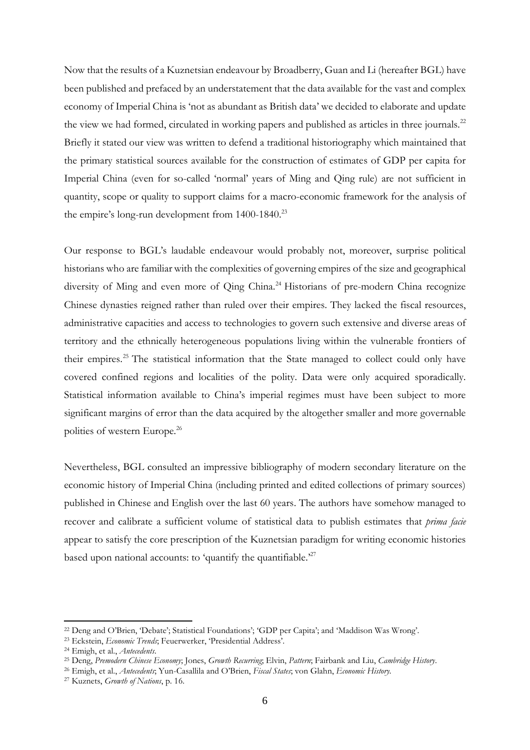Now that the results of a Kuznetsian endeavour by Broadberry, Guan and Li (hereafter BGL) have been published and prefaced by an understatement that the data available for the vast and complex economy of Imperial China is 'not as abundant as British data' we decided to elaborate and update the view we had formed, circulated in working papers and published as articles in three journals.[22] Briefly it stated our view was written to defend a traditional historiography which maintained that the primary statistical sources available for the construction of estimates of GDP per capita for Imperial China (even for so-called 'normal' years of Ming and Qing rule) are not sufficient in quantity, scope or quality to support claims for a macro-economic framework for the analysis of the empire's long-run development from 1400-1840.[23]

Our response to BGL's laudable endeavour would probably not, moreover, surprise political historians who are familiar with the complexities of governing empires of the size and geographical diversity of Ming and even more of Qing China.[24] Historians of pre-modern China recognize Chinese dynasties reigned rather than ruled over their empires. They lacked the fiscal resources, administrative capacities and access to technologies to govern such extensive and diverse areas of territory and the ethnically heterogeneous populations living within the vulnerable frontiers of their empires.[25] The statistical information that the State managed to collect could only have covered confined regions and localities of the polity. Data were only acquired sporadically. Statistical information available to China's imperial regimes must have been subject to more significant margins of error than the data acquired by the altogether smaller and more governable polities of western Europe.[26]

Nevertheless, BGL consulted an impressive bibliography of modern secondary literature on the economic history of Imperial China (including printed and edited collections of primary sources) published in Chinese and English over the last 60 years. The authors have somehow managed to recover and calibrate a sufficient volume of statistical data to publish estimates that *prima facie* appear to satisfy the core prescription of the Kuznetsian paradigm for writing economic histories based upon national accounts: to 'quantify the quantifiable.'[27]

---

[22] Deng and O'Brien, 'Debate'; Statistical Foundations'; 'GDP per Capita'; and 'Maddison Was Wrong'.

[23] Eckstein, *Economic Trends*; Feuerwerker, 'Presidential Address'.

[24] Emigh, et al., *Antecedents*.

[25] Deng, *Premodern Chinese Economy*; Jones, *Growth Recurring*; Elvin, *Pattern*; Fairbank and Liu, *Cambridge History*.

[26] Emigh, et al., *Antecedents*; Yun-Casallila and O'Brien, *Fiscal States*; von Glahn, *Economic History.*

[27] Kuznets, *Growth of Nations*, p. 16.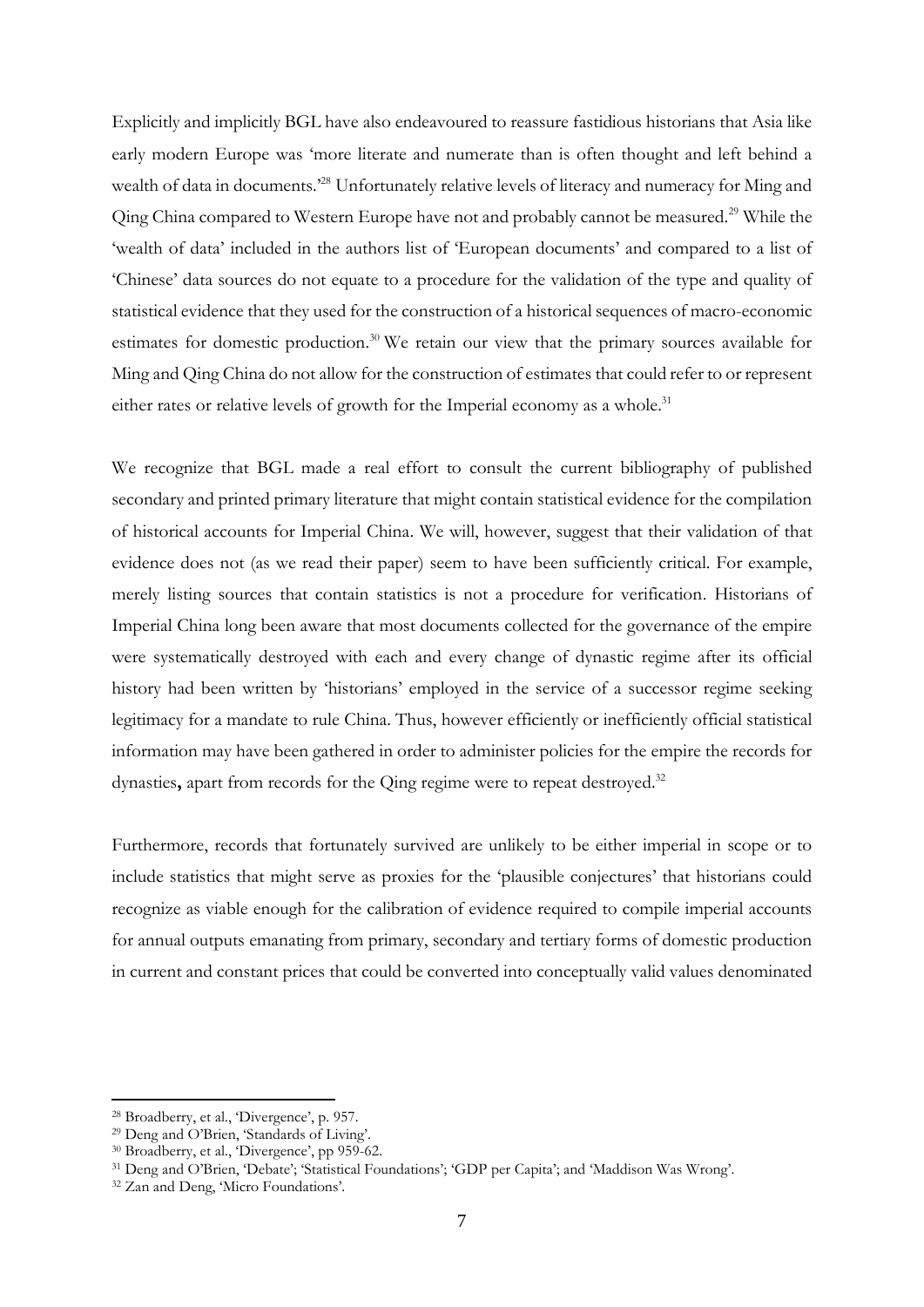Explicitly and implicitly BGL have also endeavoured to reassure fastidious historians that Asia like early modern Europe was 'more literate and numerate than is often thought and left behind a wealth of data in documents.'[28] Unfortunately relative levels of literacy and numeracy for Ming and Qing China compared to Western Europe have not and probably cannot be measured.[29] While the 'wealth of data' included in the authors list of 'European documents' and compared to a list of 'Chinese' data sources do not equate to a procedure for the validation of the type and quality of statistical evidence that they used for the construction of a historical sequences of macro-economic estimates for domestic production.[30] We retain our view that the primary sources available for Ming and Qing China do not allow for the construction of estimates that could refer to or represent either rates or relative levels of growth for the Imperial economy as a whole.[31]

We recognize that BGL made a real effort to consult the current bibliography of published secondary and printed primary literature that might contain statistical evidence for the compilation of historical accounts for Imperial China. We will, however, suggest that their validation of that evidence does not (as we read their paper) seem to have been sufficiently critical. For example, merely listing sources that contain statistics is not a procedure for verification. Historians of Imperial China long been aware that most documents collected for the governance of the empire were systematically destroyed with each and every change of dynastic regime after its official history had been written by 'historians' employed in the service of a successor regime seeking legitimacy for a mandate to rule China. Thus, however efficiently or inefficiently official statistical information may have been gathered in order to administer policies for the empire the records for dynasties**,** apart from records for the Qing regime were to repeat destroyed.[32]

Furthermore, records that fortunately survived are unlikely to be either imperial in scope or to include statistics that might serve as proxies for the 'plausible conjectures' that historians could recognize as viable enough for the calibration of evidence required to compile imperial accounts for annual outputs emanating from primary, secondary and tertiary forms of domestic production in current and constant prices that could be converted into conceptually valid values denominated

---

[28] Broadberry, et al., 'Divergence', p. 957.

[29] Deng and O'Brien, 'Standards of Living'.

[30] Broadberry, et al., 'Divergence', pp 959-62.

[31] Deng and O'Brien, 'Debate'; 'Statistical Foundations'; 'GDP per Capita'; and 'Maddison Was Wrong'.

[32] Zan and Deng, 'Micro Foundations'.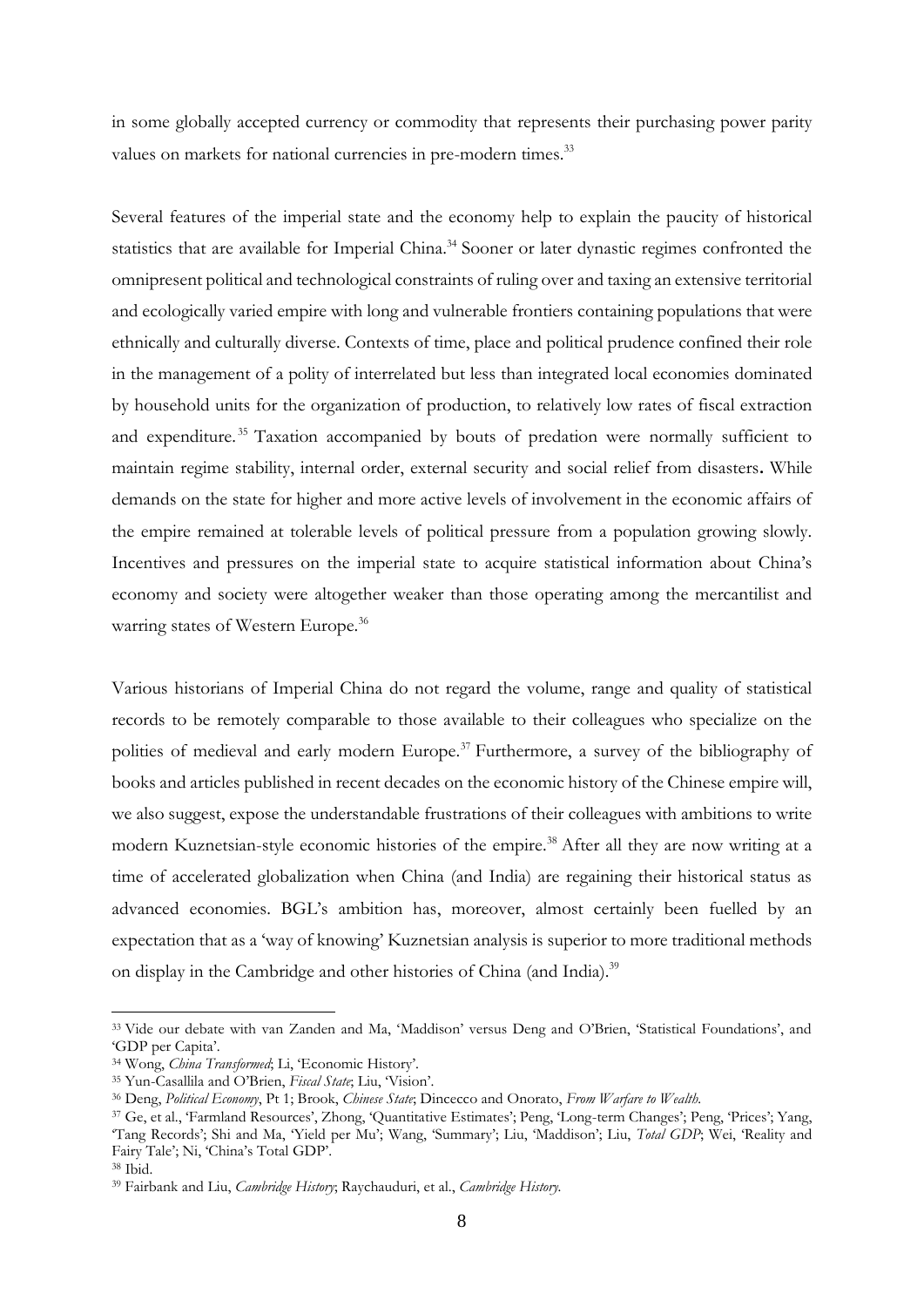in some globally accepted currency or commodity that represents their purchasing power parity values on markets for national currencies in pre-modern times.[33]

Several features of the imperial state and the economy help to explain the paucity of historical statistics that are available for Imperial China.[34] Sooner or later dynastic regimes confronted the omnipresent political and technological constraints of ruling over and taxing an extensive territorial and ecologically varied empire with long and vulnerable frontiers containing populations that were ethnically and culturally diverse. Contexts of time, place and political prudence confined their role in the management of a polity of interrelated but less than integrated local economies dominated by household units for the organization of production, to relatively low rates of fiscal extraction and expenditure.[35] Taxation accompanied by bouts of predation were normally sufficient to maintain regime stability, internal order, external security and social relief from disasters**.** While demands on the state for higher and more active levels of involvement in the economic affairs of the empire remained at tolerable levels of political pressure from a population growing slowly. Incentives and pressures on the imperial state to acquire statistical information about China's economy and society were altogether weaker than those operating among the mercantilist and warring states of Western Europe.[36]

Various historians of Imperial China do not regard the volume, range and quality of statistical records to be remotely comparable to those available to their colleagues who specialize on the polities of medieval and early modern Europe.[37] Furthermore, a survey of the bibliography of books and articles published in recent decades on the economic history of the Chinese empire will, we also suggest, expose the understandable frustrations of their colleagues with ambitions to write modern Kuznetsian-style economic histories of the empire.[38] After all they are now writing at a time of accelerated globalization when China (and India) are regaining their historical status as advanced economies. BGL's ambition has, moreover, almost certainly been fuelled by an expectation that as a 'way of knowing' Kuznetsian analysis is superior to more traditional methods on display in the Cambridge and other histories of China (and India).[39]

---

[33] Vide our debate with van Zanden and Ma, 'Maddison' versus Deng and O'Brien, 'Statistical Foundations', and 'GDP per Capita'.

[34] Wong, *China Transformed*; Li, 'Economic History'.

[35] Yun-Casallila and O'Brien, *Fiscal State*; Liu, 'Vision'.

[36] Deng, *Political Economy*, Pt 1; Brook, *Chinese State*; Dincecco and Onorato, *From Warfare to Wealth*.

[37] Ge, et al., 'Farmland Resources', Zhong, 'Quantitative Estimates'; Peng, 'Long-term Changes'; Peng, 'Prices'; Yang, 'Tang Records'; Shi and Ma, 'Yield per Mu'; Wang, 'Summary'; Liu, 'Maddison'; Liu, *Total GDP*; Wei, 'Reality and Fairy Tale'; Ni, 'China's Total GDP'.

[38] Ibid.

[39] Fairbank and Liu, *Cambridge History*; Raychauduri, et al., *Cambridge History*.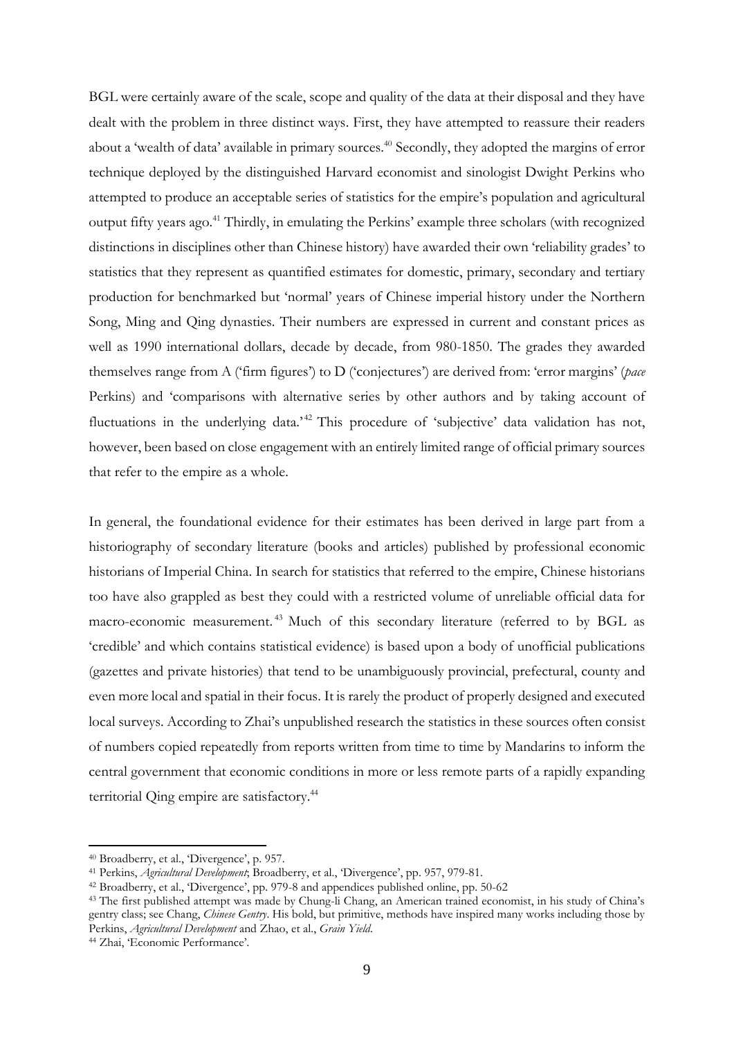BGL were certainly aware of the scale, scope and quality of the data at their disposal and they have dealt with the problem in three distinct ways. First, they have attempted to reassure their readers about a 'wealth of data' available in primary sources.[40] Secondly, they adopted the margins of error technique deployed by the distinguished Harvard economist and sinologist Dwight Perkins who attempted to produce an acceptable series of statistics for the empire's population and agricultural output fifty years ago.[41] Thirdly, in emulating the Perkins' example three scholars (with recognized distinctions in disciplines other than Chinese history) have awarded their own 'reliability grades' to statistics that they represent as quantified estimates for domestic, primary, secondary and tertiary production for benchmarked but 'normal' years of Chinese imperial history under the Northern Song, Ming and Qing dynasties. Their numbers are expressed in current and constant prices as well as 1990 international dollars, decade by decade, from 980-1850. The grades they awarded themselves range from A ('firm figures') to D ('conjectures') are derived from: 'error margins' (*pace* Perkins) and 'comparisons with alternative series by other authors and by taking account of fluctuations in the underlying data.'[42] This procedure of 'subjective' data validation has not, however, been based on close engagement with an entirely limited range of official primary sources that refer to the empire as a whole.

In general, the foundational evidence for their estimates has been derived in large part from a historiography of secondary literature (books and articles) published by professional economic historians of Imperial China. In search for statistics that referred to the empire, Chinese historians too have also grappled as best they could with a restricted volume of unreliable official data for macro-economic measurement.[43] Much of this secondary literature (referred to by BGL as 'credible' and which contains statistical evidence) is based upon a body of unofficial publications (gazettes and private histories) that tend to be unambiguously provincial, prefectural, county and even more local and spatial in their focus. It is rarely the product of properly designed and executed local surveys. According to Zhai's unpublished research the statistics in these sources often consist of numbers copied repeatedly from reports written from time to time by Mandarins to inform the central government that economic conditions in more or less remote parts of a rapidly expanding territorial Qing empire are satisfactory.[44]

---

[40] Broadberry, et al., 'Divergence', p. 957.

[41] Perkins, *Agricultural Development*; Broadberry, et al., 'Divergence', pp. 957, 979-81.

[42] Broadberry, et al., 'Divergence', pp. 979-8 and appendices published online, pp. 50-62

[43] The first published attempt was made by Chung-li Chang, an American trained economist, in his study of China's gentry class; see Chang, *Chinese Gentry*. His bold, but primitive, methods have inspired many works including those by Perkins, *Agricultural Development* and Zhao, et al., *Grain Yield*.

[44] Zhai, 'Economic Performance'.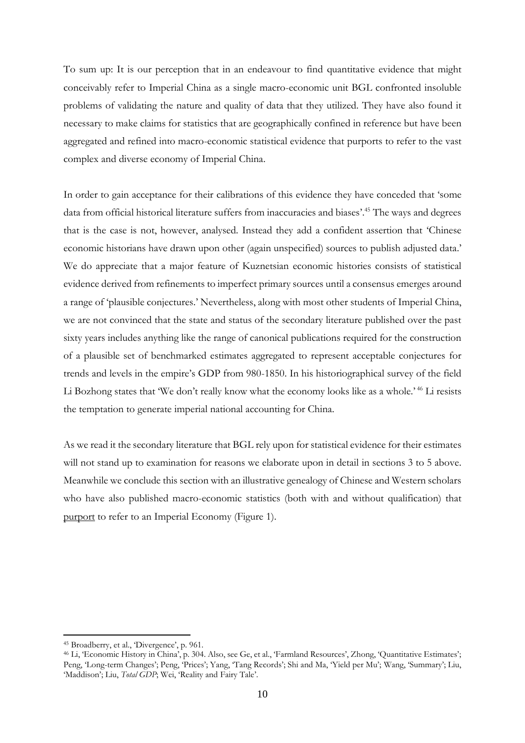To sum up: It is our perception that in an endeavour to find quantitative evidence that might conceivably refer to Imperial China as a single macro-economic unit BGL confronted insoluble problems of validating the nature and quality of data that they utilized. They have also found it necessary to make claims for statistics that are geographically confined in reference but have been aggregated and refined into macro-economic statistical evidence that purports to refer to the vast complex and diverse economy of Imperial China.

In order to gain acceptance for their calibrations of this evidence they have conceded that 'some data from official historical literature suffers from inaccuracies and biases'.[45] The ways and degrees that is the case is not, however, analysed. Instead they add a confident assertion that 'Chinese economic historians have drawn upon other (again unspecified) sources to publish adjusted data.' We do appreciate that a major feature of Kuznetsian economic histories consists of statistical evidence derived from refinements to imperfect primary sources until a consensus emerges around a range of 'plausible conjectures.' Nevertheless, along with most other students of Imperial China, we are not convinced that the state and status of the secondary literature published over the past sixty years includes anything like the range of canonical publications required for the construction of a plausible set of benchmarked estimates aggregated to represent acceptable conjectures for trends and levels in the empire's GDP from 980-1850. In his historiographical survey of the field Li Bozhong states that 'We don't really know what the economy looks like as a whole.'[46] Li resists the temptation to generate imperial national accounting for China.

As we read it the secondary literature that BGL rely upon for statistical evidence for their estimates will not stand up to examination for reasons we elaborate upon in detail in sections 3 to 5 above. Meanwhile we conclude this section with an illustrative genealogy of Chinese and Western scholars who have also published macro-economic statistics (both with and without qualification) that <u>purport</u> to refer to an Imperial Economy (Figure 1).

---

[45] Broadberry, et al., 'Divergence', p. 961.

[46] Li, 'Economic History in China', p. 304. Also, see Ge, et al., 'Farmland Resources', Zhong, 'Quantitative Estimates'; Peng, 'Long-term Changes'; Peng, 'Prices'; Yang, 'Tang Records'; Shi and Ma, 'Yield per Mu'; Wang, 'Summary'; Liu, 'Maddison'; Liu, *Total GDP*; Wei, 'Reality and Fairy Tale'.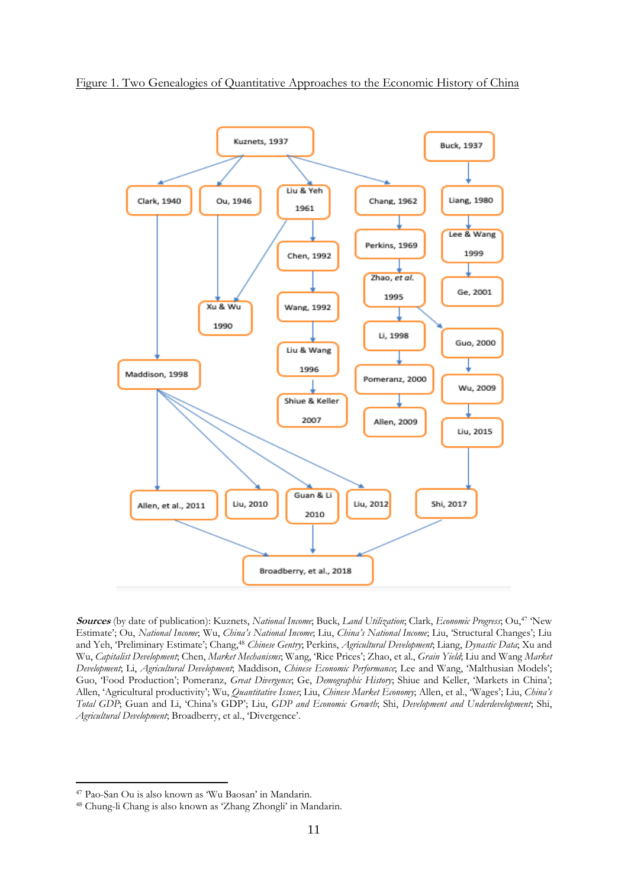Figure 1. Two Genealogies of Quantitative Approaches to the Economic History of China

Kuznets, 1937

Buck, 1937

Clark, 1940

Ou, 1946

Liu & Yeh 1961

Chang, 1962

Liang, 1980

Perkins, 1969

Lee & Wang 1999

Chen, 1992

Zhao, *et al.* 1995

Ge, 2001

Xu & Wu 1990

Wang, 1992

Li, 1998

Guo, 2000

Liu & Wang 1996

Maddison, 1998

Pomeranz, 2000

Wu, 2009

Shiue & Keller 2007

Allen, 2009

Liu, 2015

Allen, et al., 2011

Liu, 2010

Guan & Li 2010

Liu, 2012

Shi, 2017

Broadberry, et al., 2018

***Sources*** (by date of publication): Kuznets, *National Income*; Buck, *Land Utilization*; Clark, *Economic Progress*; Ou,[47] 'New Estimate'; Ou, *National Income*; Wu, *China's National Income*; Liu, *China's National Income*; Liu, 'Structural Changes'; Liu and Yeh, 'Preliminary Estimate'; Chang,[48] *Chinese Gentry*; Perkins, *Agricultural Development*; Liang, *Dynastic Data*; Xu and Wu, *Capitalist Development*; Chen, *Market Mechanisms*; Wang, 'Rice Prices'; Zhao, et al., *Grain Yield*; Liu and Wang *Market Development*; Li, *Agricultural Development*; Maddison, *Chinese Economic Performance*; Lee and Wang, 'Malthusian Models'; Guo, 'Food Production'; Pomeranz, *Great Divergence*; Ge, *Demographic History*; Shiue and Keller, 'Markets in China'; Allen, 'Agricultural productivity'; Wu, *Quantitative Issues*; Liu, *Chinese Market Economy*; Allen, et al., 'Wages'; Liu, *China's Total GDP*; Guan and Li, 'China's GDP'; Liu, *GDP and Economic Growth*; Shi, *Development and Underdevelopment*; Shi, *Agricultural Development*; Broadberry, et al., 'Divergence'.

---

[47] Pao-San Ou is also known as 'Wu Baosan' in Mandarin.

[48] Chung-li Chang is also known as 'Zhang Zhongli' in Mandarin.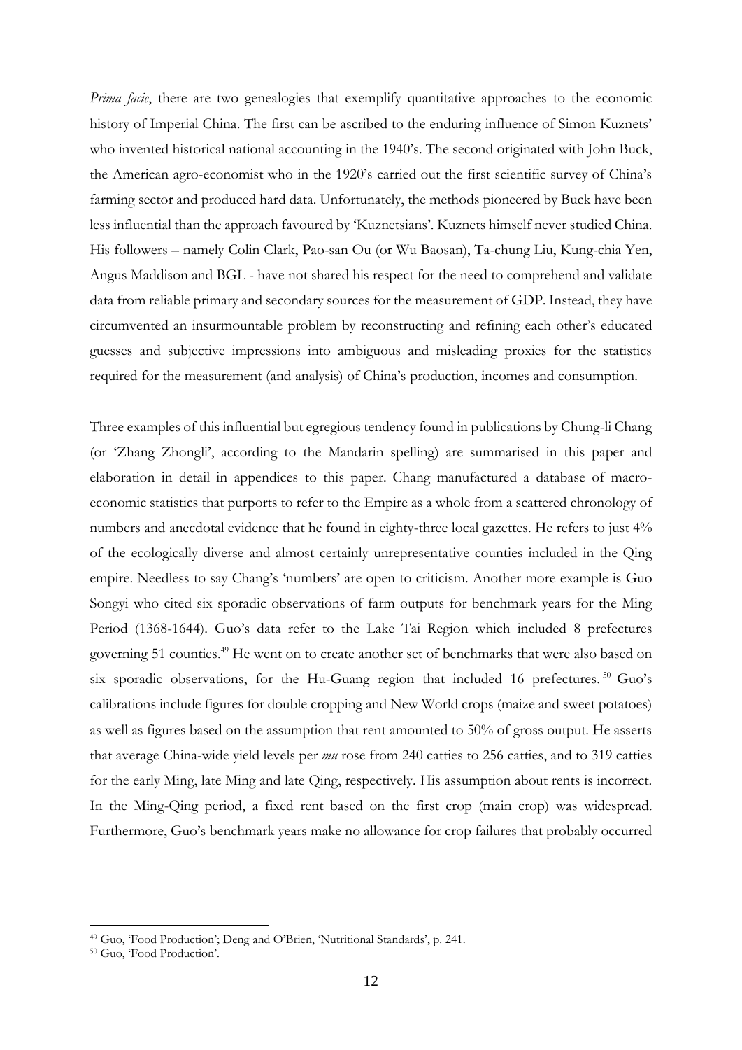*Prima facie*, there are two genealogies that exemplify quantitative approaches to the economic history of Imperial China. The first can be ascribed to the enduring influence of Simon Kuznets' who invented historical national accounting in the 1940's. The second originated with John Buck, the American agro-economist who in the 1920's carried out the first scientific survey of China's farming sector and produced hard data. Unfortunately, the methods pioneered by Buck have been less influential than the approach favoured by 'Kuznetsians'. Kuznets himself never studied China. His followers – namely Colin Clark, Pao-san Ou (or Wu Baosan), Ta-chung Liu, Kung-chia Yen, Angus Maddison and BGL - have not shared his respect for the need to comprehend and validate data from reliable primary and secondary sources for the measurement of GDP. Instead, they have circumvented an insurmountable problem by reconstructing and refining each other's educated guesses and subjective impressions into ambiguous and misleading proxies for the statistics required for the measurement (and analysis) of China's production, incomes and consumption.

Three examples of this influential but egregious tendency found in publications by Chung-li Chang (or 'Zhang Zhongli', according to the Mandarin spelling) are summarised in this paper and elaboration in detail in appendices to this paper. Chang manufactured a database of macro-economic statistics that purports to refer to the Empire as a whole from a scattered chronology of numbers and anecdotal evidence that he found in eighty-three local gazettes. He refers to just 4% of the ecologically diverse and almost certainly unrepresentative counties included in the Qing empire. Needless to say Chang's 'numbers' are open to criticism. Another more example is Guo Songyi who cited six sporadic observations of farm outputs for benchmark years for the Ming Period (1368-1644). Guo's data refer to the Lake Tai Region which included 8 prefectures governing 51 counties.[49] He went on to create another set of benchmarks that were also based on six sporadic observations, for the Hu-Guang region that included 16 prefectures.[50] Guo's calibrations include figures for double cropping and New World crops (maize and sweet potatoes) as well as figures based on the assumption that rent amounted to 50% of gross output. He asserts that average China-wide yield levels per *mu* rose from 240 catties to 256 catties, and to 319 catties for the early Ming, late Ming and late Qing, respectively. His assumption about rents is incorrect. In the Ming-Qing period, a fixed rent based on the first crop (main crop) was widespread. Furthermore, Guo's benchmark years make no allowance for crop failures that probably occurred

[49] Guo, 'Food Production'; Deng and O'Brien, 'Nutritional Standards', p. 241.

[50] Guo, 'Food Production'.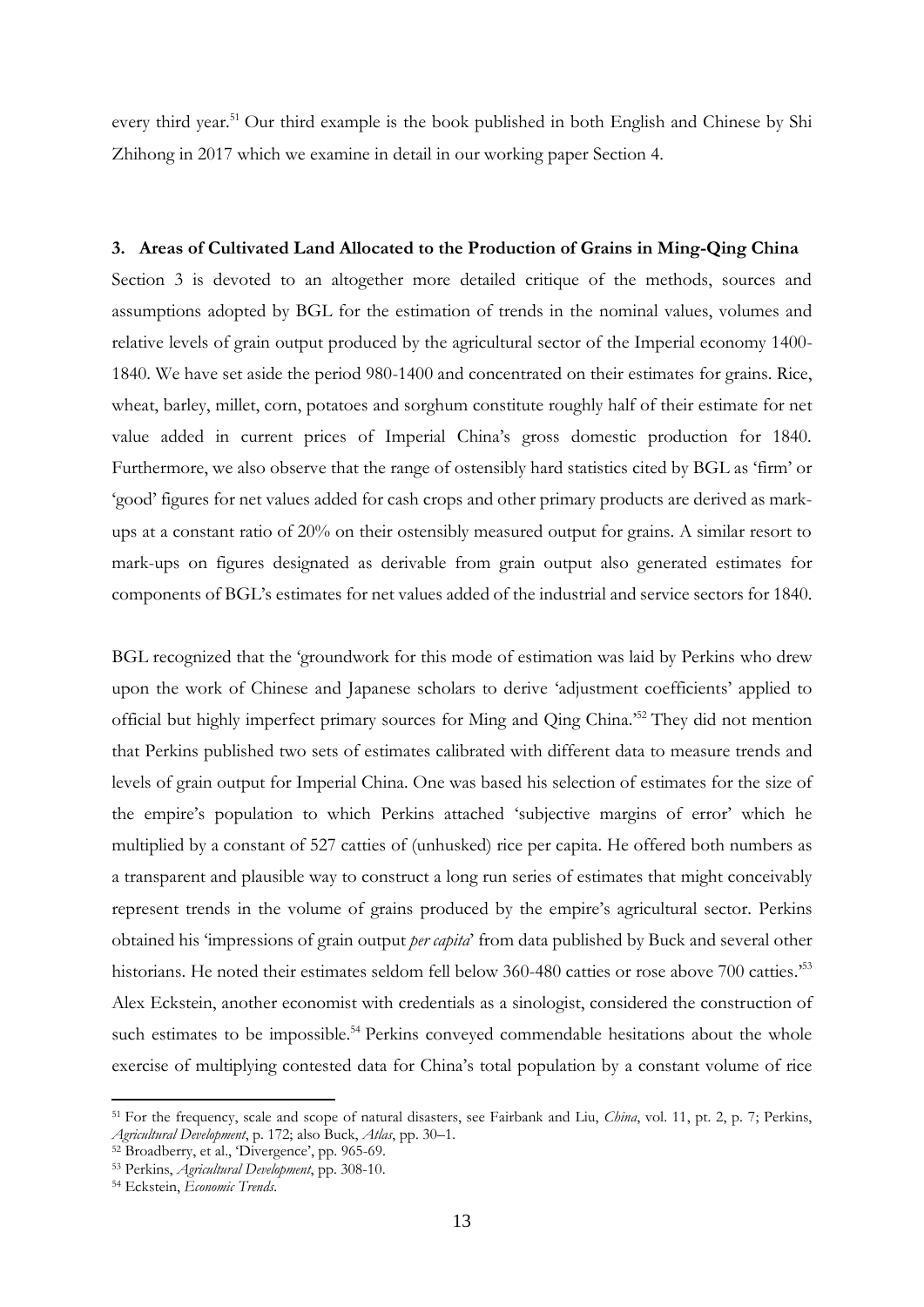every third year.[51] Our third example is the book published in both English and Chinese by Shi Zhihong in 2017 which we examine in detail in our working paper Section 4.

### 3. Areas of Cultivated Land Allocated to the Production of Grains in Ming-Qing China

Section 3 is devoted to an altogether more detailed critique of the methods, sources and assumptions adopted by BGL for the estimation of trends in the nominal values, volumes and relative levels of grain output produced by the agricultural sector of the Imperial economy 1400-1840. We have set aside the period 980-1400 and concentrated on their estimates for grains. Rice, wheat, barley, millet, corn, potatoes and sorghum constitute roughly half of their estimate for net value added in current prices of Imperial China's gross domestic production for 1840. Furthermore, we also observe that the range of ostensibly hard statistics cited by BGL as 'firm' or 'good' figures for net values added for cash crops and other primary products are derived as mark-ups at a constant ratio of 20% on their ostensibly measured output for grains. A similar resort to mark-ups on figures designated as derivable from grain output also generated estimates for components of BGL's estimates for net values added of the industrial and service sectors for 1840.

BGL recognized that the 'groundwork for this mode of estimation was laid by Perkins who drew upon the work of Chinese and Japanese scholars to derive 'adjustment coefficients' applied to official but highly imperfect primary sources for Ming and Qing China.'[52] They did not mention that Perkins published two sets of estimates calibrated with different data to measure trends and levels of grain output for Imperial China. One was based his selection of estimates for the size of the empire's population to which Perkins attached 'subjective margins of error' which he multiplied by a constant of 527 catties of (unhusked) rice per capita. He offered both numbers as a transparent and plausible way to construct a long run series of estimates that might conceivably represent trends in the volume of grains produced by the empire's agricultural sector. Perkins obtained his 'impressions of grain output *per capita*' from data published by Buck and several other historians. He noted their estimates seldom fell below 360-480 catties or rose above 700 catties.'[53] Alex Eckstein, another economist with credentials as a sinologist, considered the construction of such estimates to be impossible.[54] Perkins conveyed commendable hesitations about the whole exercise of multiplying contested data for China's total population by a constant volume of rice

---

[51] For the frequency, scale and scope of natural disasters, see Fairbank and Liu, *China*, vol. 11, pt. 2, p. 7; Perkins, *Agricultural Development*, p. 172; also Buck, *Atlas*, pp. 30–1.

[52] Broadberry, et al., 'Divergence', pp. 965-69.

[53] Perkins, *Agricultural Development*, pp. 308-10.

[54] Eckstein, *Economic Trends*.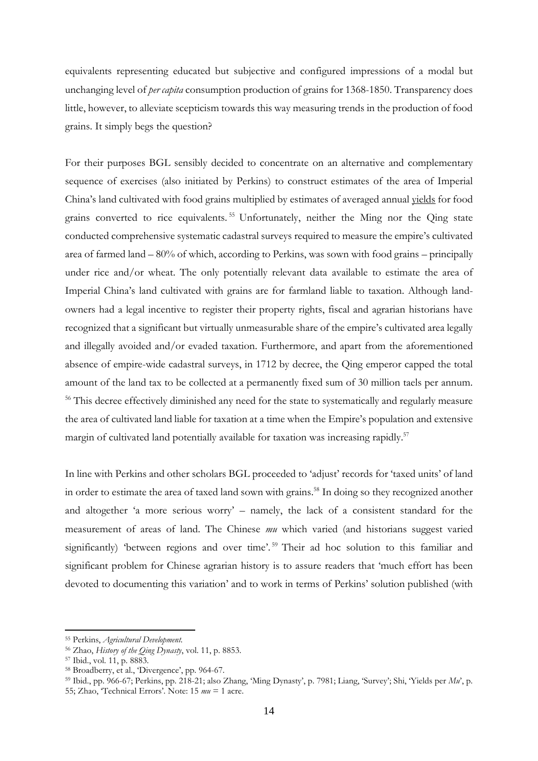equivalents representing educated but subjective and configured impressions of a modal but unchanging level of *per capita* consumption production of grains for 1368-1850. Transparency does little, however, to alleviate scepticism towards this way measuring trends in the production of food grains. It simply begs the question?

For their purposes BGL sensibly decided to concentrate on an alternative and complementary sequence of exercises (also initiated by Perkins) to construct estimates of the area of Imperial China's land cultivated with food grains multiplied by estimates of averaged annual yields for food grains converted to rice equivalents.[55] Unfortunately, neither the Ming nor the Qing state conducted comprehensive systematic cadastral surveys required to measure the empire's cultivated area of farmed land – 80% of which, according to Perkins, was sown with food grains – principally under rice and/or wheat. The only potentially relevant data available to estimate the area of Imperial China's land cultivated with grains are for farmland liable to taxation. Although land-owners had a legal incentive to register their property rights, fiscal and agrarian historians have recognized that a significant but virtually unmeasurable share of the empire's cultivated area legally and illegally avoided and/or evaded taxation. Furthermore, and apart from the aforementioned absence of empire-wide cadastral surveys, in 1712 by decree, the Qing emperor capped the total amount of the land tax to be collected at a permanently fixed sum of 30 million taels per annum.[56] This decree effectively diminished any need for the state to systematically and regularly measure the area of cultivated land liable for taxation at a time when the Empire's population and extensive margin of cultivated land potentially available for taxation was increasing rapidly.[57]

In line with Perkins and other scholars BGL proceeded to 'adjust' records for 'taxed units' of land in order to estimate the area of taxed land sown with grains.[58] In doing so they recognized another and altogether 'a more serious worry' – namely, the lack of a consistent standard for the measurement of areas of land. The Chinese *mu* which varied (and historians suggest varied significantly) 'between regions and over time'.[59] Their ad hoc solution to this familiar and significant problem for Chinese agrarian history is to assure readers that 'much effort has been devoted to documenting this variation' and to work in terms of Perkins' solution published (with

---

[55] Perkins, *Agricultural Development*.

[56] Zhao, *History of the Qing Dynasty*, vol. 11, p. 8853.

[57] Ibid., vol. 11, p. 8883.

[58] Broadberry, et al., 'Divergence', pp. 964-67.

[59] Ibid., pp. 966-67; Perkins, pp. 218-21; also Zhang, 'Ming Dynasty', p. 7981; Liang, 'Survey'; Shi, 'Yields per *Mu*', p. 55; Zhao, 'Technical Errors'. Note: 15 *mu* = 1 acre.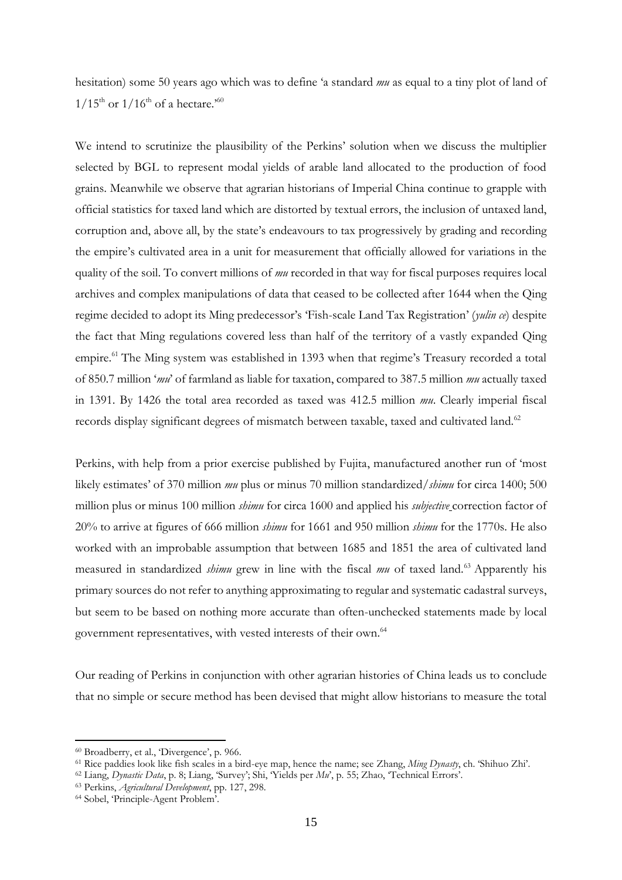hesitation) some 50 years ago which was to define 'a standard *mu* as equal to a tiny plot of land of $1/15^{th}$ or $1/16^{th}$ of a hectare.'[60]

We intend to scrutinize the plausibility of the Perkins' solution when we discuss the multiplier selected by BGL to represent modal yields of arable land allocated to the production of food grains. Meanwhile we observe that agrarian historians of Imperial China continue to grapple with official statistics for taxed land which are distorted by textual errors, the inclusion of untaxed land, corruption and, above all, by the state's endeavours to tax progressively by grading and recording the empire's cultivated area in a unit for measurement that officially allowed for variations in the quality of the soil. To convert millions of *mu* recorded in that way for fiscal purposes requires local archives and complex manipulations of data that ceased to be collected after 1644 when the Qing regime decided to adopt its Ming predecessor's 'Fish-scale Land Tax Registration' (*yulin ce*) despite the fact that Ming regulations covered less than half of the territory of a vastly expanded Qing empire.[61] The Ming system was established in 1393 when that regime's Treasury recorded a total of 850.7 million '*mu*' of farmland as liable for taxation, compared to 387.5 million *mu* actually taxed in 1391. By 1426 the total area recorded as taxed was 412.5 million *mu*. Clearly imperial fiscal records display significant degrees of mismatch between taxable, taxed and cultivated land.[62]

Perkins, with help from a prior exercise published by Fujita, manufactured another run of 'most likely estimates' of 370 million *mu* plus or minus 70 million standardized/*shimu* for circa 1400; 500 million plus or minus 100 million *shimu* for circa 1600 and applied his *subjective* correction factor of 20% to arrive at figures of 666 million *shimu* for 1661 and 950 million *shimu* for the 1770s. He also worked with an improbable assumption that between 1685 and 1851 the area of cultivated land measured in standardized *shimu* grew in line with the fiscal *mu* of taxed land.[63] Apparently his primary sources do not refer to anything approximating to regular and systematic cadastral surveys, but seem to be based on nothing more accurate than often-unchecked statements made by local government representatives, with vested interests of their own.[64]

Our reading of Perkins in conjunction with other agrarian histories of China leads us to conclude that no simple or secure method has been devised that might allow historians to measure the total

---

[60] Broadberry, et al., 'Divergence', p. 966.

[61] Rice paddies look like fish scales in a bird-eye map, hence the name; see Zhang, *Ming Dynasty*, ch. 'Shihuo Zhi'.

[62] Liang, *Dynastic Data*, p. 8; Liang, 'Survey'; Shi, 'Yields per *Mu*', p. 55; Zhao, 'Technical Errors'.

[63] Perkins, *Agricultural Development*, pp. 127, 298.

[64] Sobel, 'Principle-Agent Problem'.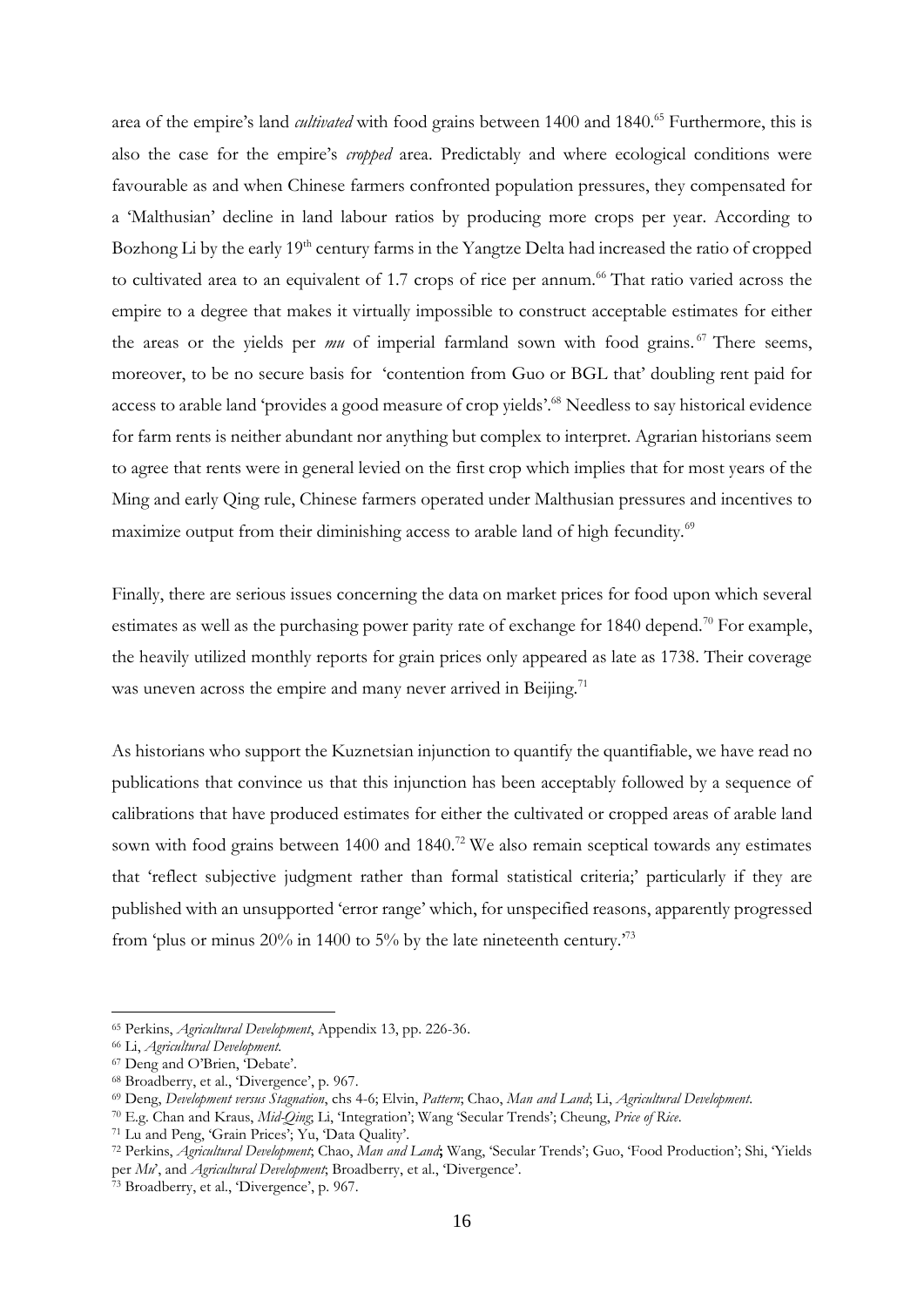area of the empire's land *cultivated* with food grains between 1400 and 1840.[65] Furthermore, this is also the case for the empire's *cropped* area. Predictably and where ecological conditions were favourable as and when Chinese farmers confronted population pressures, they compensated for a 'Malthusian' decline in land labour ratios by producing more crops per year. According to Bozhong Li by the early 19th century farms in the Yangtze Delta had increased the ratio of cropped to cultivated area to an equivalent of 1.7 crops of rice per annum.[66] That ratio varied across the empire to a degree that makes it virtually impossible to construct acceptable estimates for either the areas or the yields per *mu* of imperial farmland sown with food grains.[67] There seems, moreover, to be no secure basis for 'contention from Guo or BGL that' doubling rent paid for access to arable land 'provides a good measure of crop yields'.[68] Needless to say historical evidence for farm rents is neither abundant nor anything but complex to interpret. Agrarian historians seem to agree that rents were in general levied on the first crop which implies that for most years of the Ming and early Qing rule, Chinese farmers operated under Malthusian pressures and incentives to maximize output from their diminishing access to arable land of high fecundity.[69]

Finally, there are serious issues concerning the data on market prices for food upon which several estimates as well as the purchasing power parity rate of exchange for 1840 depend.[70] For example, the heavily utilized monthly reports for grain prices only appeared as late as 1738. Their coverage was uneven across the empire and many never arrived in Beijing.[71]

As historians who support the Kuznetsian injunction to quantify the quantifiable, we have read no publications that convince us that this injunction has been acceptably followed by a sequence of calibrations that have produced estimates for either the cultivated or cropped areas of arable land sown with food grains between 1400 and 1840.[72] We also remain sceptical towards any estimates that 'reflect subjective judgment rather than formal statistical criteria;' particularly if they are published with an unsupported 'error range' which, for unspecified reasons, apparently progressed from 'plus or minus 20% in 1400 to 5% by the late nineteenth century.'[73]

---

[65] Perkins, *Agricultural Development*, Appendix 13, pp. 226-36.

[66] Li, *Agricultural Development*.

[67] Deng and O'Brien, 'Debate'.

[68] Broadberry, et al., 'Divergence', p. 967.

[69] Deng, *Development versus Stagnation*, chs 4-6; Elvin, *Pattern*; Chao, *Man and Land*; Li, *Agricultural Development*.

[70] E.g. Chan and Kraus, *Mid-Qing*; Li, 'Integration'; Wang 'Secular Trends'; Cheung, *Price of Rice*.

[71] Lu and Peng, 'Grain Prices'; Yu, 'Data Quality'.

[72] Perkins, *Agricultural Development*; Chao, *Man and Land*; Wang, 'Secular Trends'; Guo, 'Food Production'; Shi, 'Yields per *Mu*', and *Agricultural Development*; Broadberry, et al., 'Divergence'.

[73] Broadberry, et al., 'Divergence', p. 967.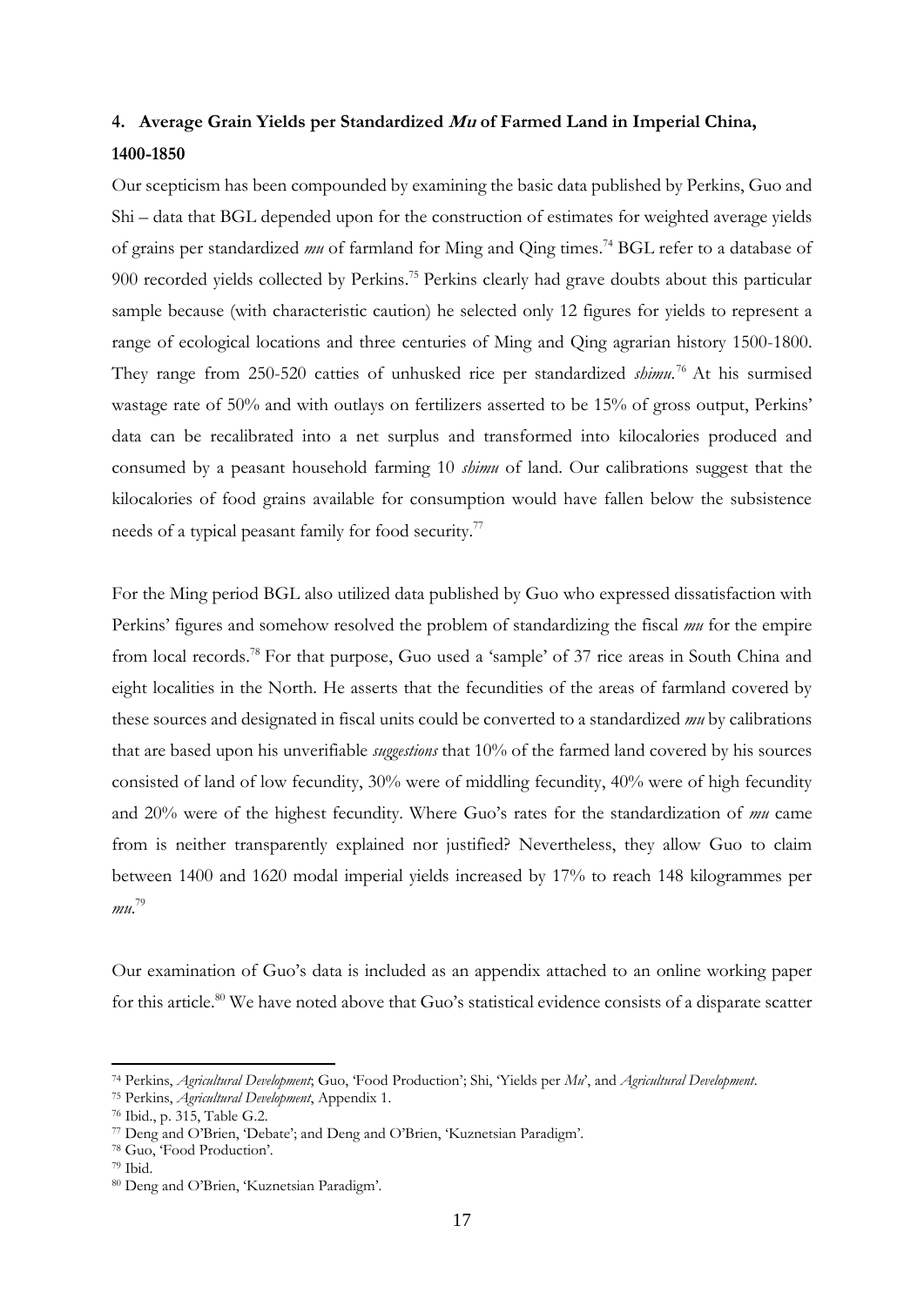## 4. Average Grain Yields per Standardized *Mu* of Farmed Land in Imperial China, 1400-1850

Our scepticism has been compounded by examining the basic data published by Perkins, Guo and Shi – data that BGL depended upon for the construction of estimates for weighted average yields of grains per standardized *mu* of farmland for Ming and Qing times.[74] BGL refer to a database of 900 recorded yields collected by Perkins.[75] Perkins clearly had grave doubts about this particular sample because (with characteristic caution) he selected only 12 figures for yields to represent a range of ecological locations and three centuries of Ming and Qing agrarian history 1500-1800. They range from 250-520 catties of unhusked rice per standardized *shimu*.[76] At his surmised wastage rate of 50% and with outlays on fertilizers asserted to be 15% of gross output, Perkins' data can be recalibrated into a net surplus and transformed into kilocalories produced and consumed by a peasant household farming 10 *shimu* of land. Our calibrations suggest that the kilocalories of food grains available for consumption would have fallen below the subsistence needs of a typical peasant family for food security.[77]

For the Ming period BGL also utilized data published by Guo who expressed dissatisfaction with Perkins' figures and somehow resolved the problem of standardizing the fiscal *mu* for the empire from local records.[78] For that purpose, Guo used a 'sample' of 37 rice areas in South China and eight localities in the North. He asserts that the fecundities of the areas of farmland covered by these sources and designated in fiscal units could be converted to a standardized *mu* by calibrations that are based upon his unverifiable *suggestions* that 10% of the farmed land covered by his sources consisted of land of low fecundity, 30% were of middling fecundity, 40% were of high fecundity and 20% were of the highest fecundity. Where Guo's rates for the standardization of *mu* came from is neither transparently explained nor justified? Nevertheless, they allow Guo to claim between 1400 and 1620 modal imperial yields increased by 17% to reach 148 kilogrammes per *mu*.[79]

Our examination of Guo's data is included as an appendix attached to an online working paper for this article.[80] We have noted above that Guo's statistical evidence consists of a disparate scatter

---

[74] Perkins, *Agricultural Development*; Guo, 'Food Production'; Shi, 'Yields per *Mu*', and *Agricultural Development*.

[75] Perkins, *Agricultural Development*, Appendix 1.

[76] Ibid., p. 315, Table G.2.

[77] Deng and O'Brien, 'Debate'; and Deng and O'Brien, 'Kuznetsian Paradigm'.

[78] Guo, 'Food Production'.

[79] Ibid.

[80] Deng and O'Brien, 'Kuznetsian Paradigm'.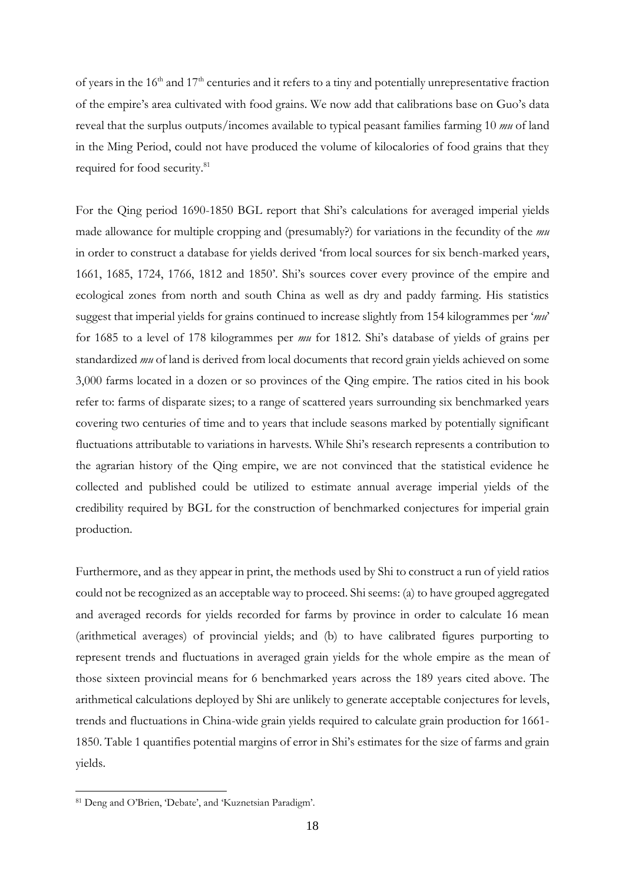of years in the 16th and 17th centuries and it refers to a tiny and potentially unrepresentative fraction of the empire's area cultivated with food grains. We now add that calibrations base on Guo's data reveal that the surplus outputs/incomes available to typical peasant families farming 10 *mu* of land in the Ming Period, could not have produced the volume of kilocalories of food grains that they required for food security.[81]

For the Qing period 1690-1850 BGL report that Shi's calculations for averaged imperial yields made allowance for multiple cropping and (presumably?) for variations in the fecundity of the *mu* in order to construct a database for yields derived 'from local sources for six bench-marked years, 1661, 1685, 1724, 1766, 1812 and 1850'. Shi's sources cover every province of the empire and ecological zones from north and south China as well as dry and paddy farming. His statistics suggest that imperial yields for grains continued to increase slightly from 154 kilogrammes per '*mu*' for 1685 to a level of 178 kilogrammes per *mu* for 1812. Shi's database of yields of grains per standardized *mu* of land is derived from local documents that record grain yields achieved on some 3,000 farms located in a dozen or so provinces of the Qing empire. The ratios cited in his book refer to: farms of disparate sizes; to a range of scattered years surrounding six benchmarked years covering two centuries of time and to years that include seasons marked by potentially significant fluctuations attributable to variations in harvests. While Shi's research represents a contribution to the agrarian history of the Qing empire, we are not convinced that the statistical evidence he collected and published could be utilized to estimate annual average imperial yields of the credibility required by BGL for the construction of benchmarked conjectures for imperial grain production.

Furthermore, and as they appear in print, the methods used by Shi to construct a run of yield ratios could not be recognized as an acceptable way to proceed. Shi seems: (a) to have grouped aggregated and averaged records for yields recorded for farms by province in order to calculate 16 mean (arithmetical averages) of provincial yields; and (b) to have calibrated figures purporting to represent trends and fluctuations in averaged grain yields for the whole empire as the mean of those sixteen provincial means for 6 benchmarked years across the 189 years cited above. The arithmetical calculations deployed by Shi are unlikely to generate acceptable conjectures for levels, trends and fluctuations in China-wide grain yields required to calculate grain production for 1661-1850. Table 1 quantifies potential margins of error in Shi's estimates for the size of farms and grain yields.

[81] Deng and O'Brien, 'Debate', and 'Kuznetsian Paradigm'.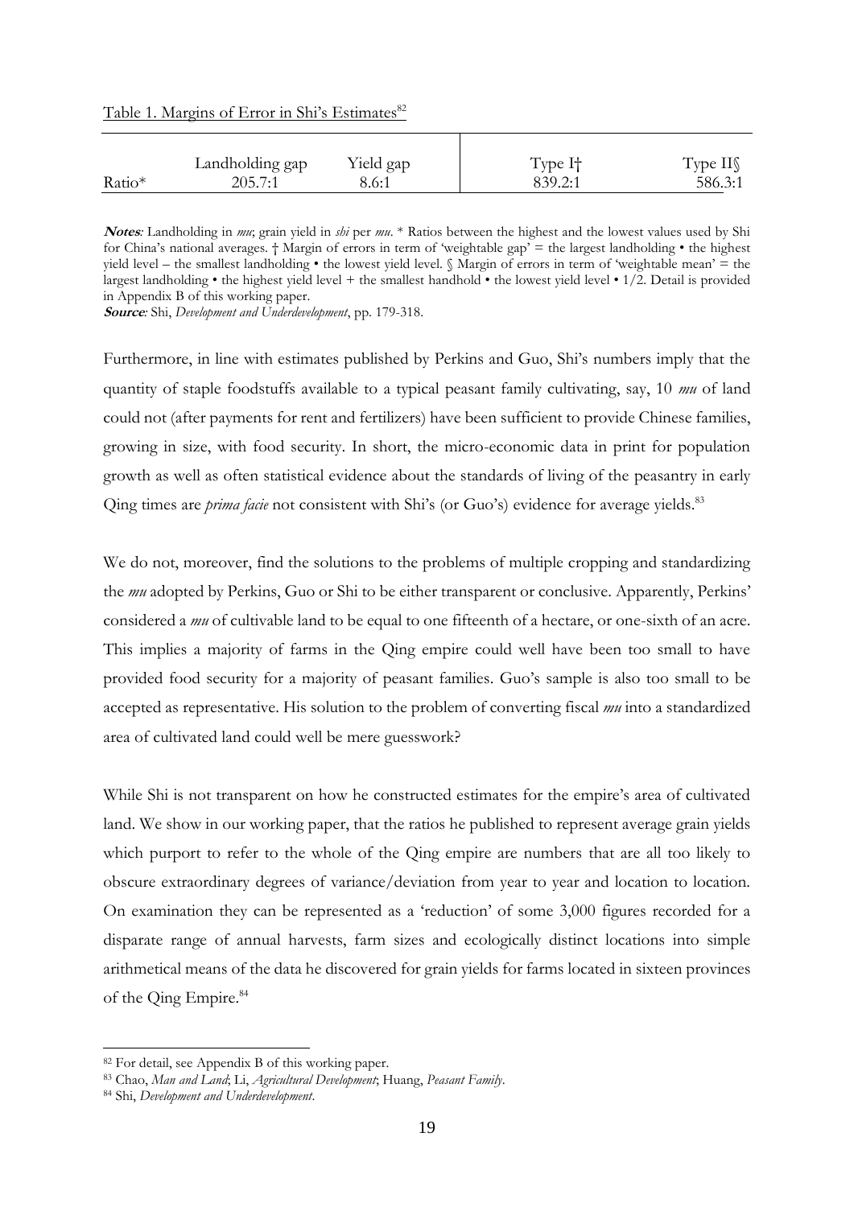Table 1. Margins of Error in Shi's Estimates[82]

| | Landholding gap | Yield gap | Type I† | Type II§ |
|---|---|---|---|---|
| Ratio* | 205.7:1 | 8.6:1 | 839.2:1 | 586.3:1 |

***Notes**: Landholding in *mu*; grain yield in *shi* per *mu*. * Ratios between the highest and the lowest values used by Shi for China's national averages. † Margin of errors in term of 'weightable gap' = the largest landholding • the highest yield level – the smallest landholding • the lowest yield level. § Margin of errors in term of 'weightable mean' = the largest landholding • the highest yield level + the smallest handhold • the lowest yield level • 1/2. Detail is provided in Appendix B of this working paper.

***Source**: Shi, *Development and Underdevelopment*, pp. 179-318.

Furthermore, in line with estimates published by Perkins and Guo, Shi's numbers imply that the quantity of staple foodstuffs available to a typical peasant family cultivating, say, 10 *mu* of land could not (after payments for rent and fertilizers) have been sufficient to provide Chinese families, growing in size, with food security. In short, the micro-economic data in print for population growth as well as often statistical evidence about the standards of living of the peasantry in early Qing times are *prima facie* not consistent with Shi's (or Guo's) evidence for average yields.[83]

We do not, moreover, find the solutions to the problems of multiple cropping and standardizing the *mu* adopted by Perkins, Guo or Shi to be either transparent or conclusive. Apparently, Perkins' considered a *mu* of cultivable land to be equal to one fifteenth of a hectare, or one-sixth of an acre. This implies a majority of farms in the Qing empire could well have been too small to have provided food security for a majority of peasant families. Guo's sample is also too small to be accepted as representative. His solution to the problem of converting fiscal *mu* into a standardized area of cultivated land could well be mere guesswork?

While Shi is not transparent on how he constructed estimates for the empire's area of cultivated land. We show in our working paper, that the ratios he published to represent average grain yields which purport to refer to the whole of the Qing empire are numbers that are all too likely to obscure extraordinary degrees of variance/deviation from year to year and location to location. On examination they can be represented as a 'reduction' of some 3,000 figures recorded for a disparate range of annual harvests, farm sizes and ecologically distinct locations into simple arithmetical means of the data he discovered for grain yields for farms located in sixteen provinces of the Qing Empire.[84]

---

[82] For detail, see Appendix B of this working paper.

[83] Chao, *Man and Land*; Li, *Agricultural Development*; Huang, *Peasant Family*.

[84] Shi, *Development and Underdevelopment*.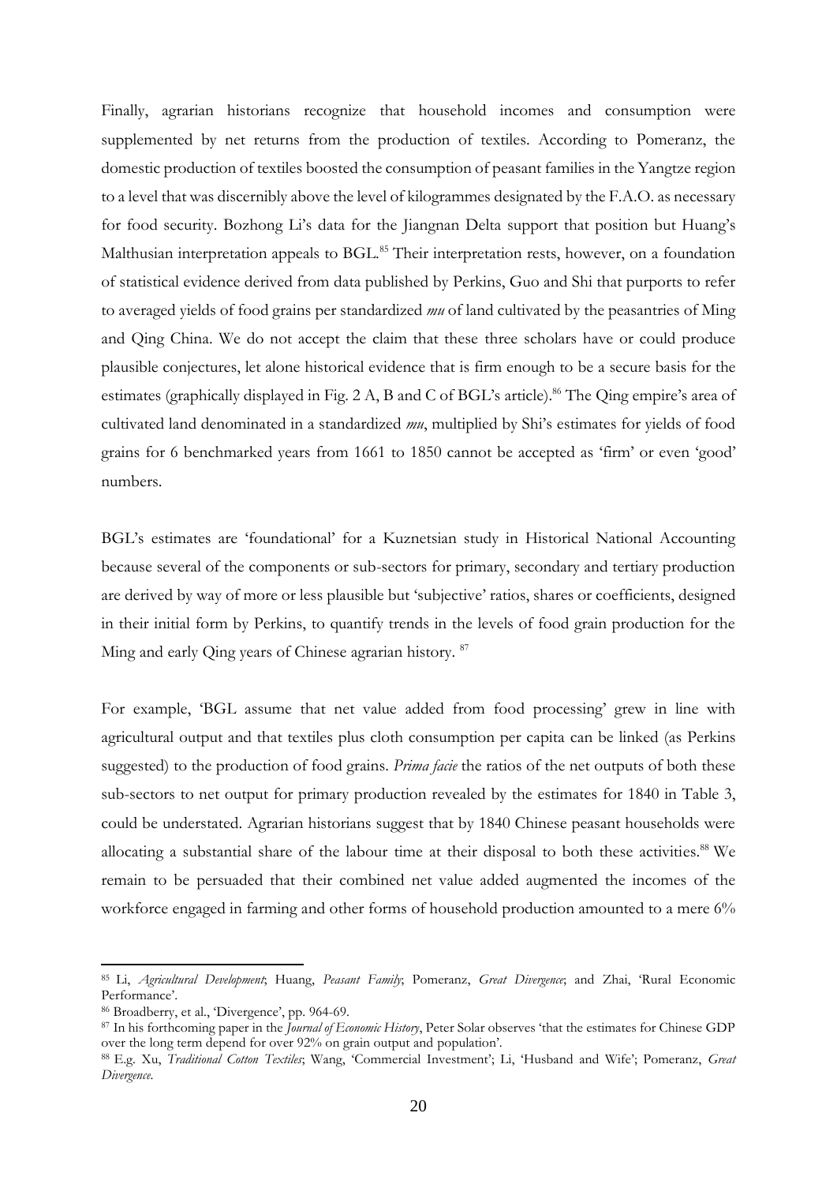Finally, agrarian historians recognize that household incomes and consumption were supplemented by net returns from the production of textiles. According to Pomeranz, the domestic production of textiles boosted the consumption of peasant families in the Yangtze region to a level that was discernibly above the level of kilogrammes designated by the F.A.O. as necessary for food security. Bozhong Li's data for the Jiangnan Delta support that position but Huang's Malthusian interpretation appeals to BGL.[85] Their interpretation rests, however, on a foundation of statistical evidence derived from data published by Perkins, Guo and Shi that purports to refer to averaged yields of food grains per standardized *mu* of land cultivated by the peasantries of Ming and Qing China. We do not accept the claim that these three scholars have or could produce plausible conjectures, let alone historical evidence that is firm enough to be a secure basis for the estimates (graphically displayed in Fig. 2 A, B and C of BGL's article).[86] The Qing empire's area of cultivated land denominated in a standardized *mu*, multiplied by Shi's estimates for yields of food grains for 6 benchmarked years from 1661 to 1850 cannot be accepted as 'firm' or even 'good' numbers.

BGL's estimates are 'foundational' for a Kuznetsian study in Historical National Accounting because several of the components or sub-sectors for primary, secondary and tertiary production are derived by way of more or less plausible but 'subjective' ratios, shares or coefficients, designed in their initial form by Perkins, to quantify trends in the levels of food grain production for the Ming and early Qing years of Chinese agrarian history. [87]

For example, 'BGL assume that net value added from food processing' grew in line with agricultural output and that textiles plus cloth consumption per capita can be linked (as Perkins suggested) to the production of food grains. *Prima facie* the ratios of the net outputs of both these sub-sectors to net output for primary production revealed by the estimates for 1840 in Table 3, could be understated. Agrarian historians suggest that by 1840 Chinese peasant households were allocating a substantial share of the labour time at their disposal to both these activities.[88] We remain to be persuaded that their combined net value added augmented the incomes of the workforce engaged in farming and other forms of household production amounted to a mere 6%

---

[85] Li, *Agricultural Development*; Huang, *Peasant Family*; Pomeranz, *Great Divergence*; and Zhai, 'Rural Economic Performance'.

[86] Broadberry, et al., 'Divergence', pp. 964-69.

[87] In his forthcoming paper in the *Journal of Economic History*, Peter Solar observes 'that the estimates for Chinese GDP over the long term depend for over 92% on grain output and population'.

[88] E.g. Xu, *Traditional Cotton Textiles*; Wang, 'Commercial Investment'; Li, 'Husband and Wife'; Pomeranz, *Great Divergence*.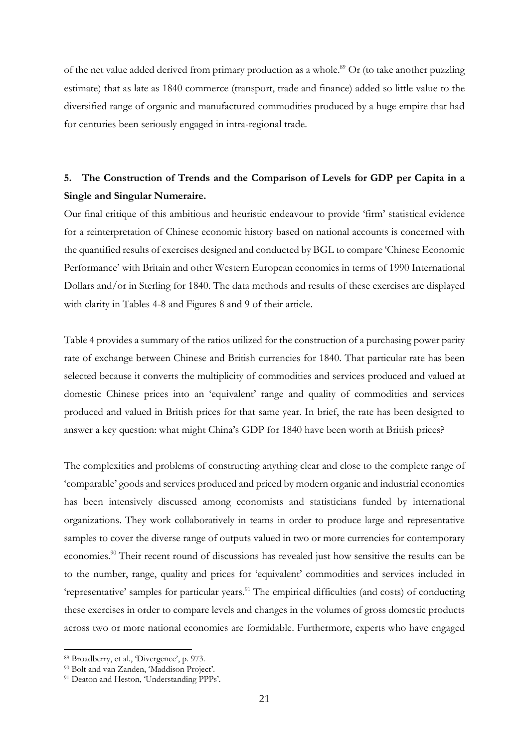of the net value added derived from primary production as a whole.[89] Or (to take another puzzling estimate) that as late as 1840 commerce (transport, trade and finance) added so little value to the diversified range of organic and manufactured commodities produced by a huge empire that had for centuries been seriously engaged in intra-regional trade.

## 5. The Construction of Trends and the Comparison of Levels for GDP per Capita in a Single and Singular Numeraire.

Our final critique of this ambitious and heuristic endeavour to provide 'firm' statistical evidence for a reinterpretation of Chinese economic history based on national accounts is concerned with the quantified results of exercises designed and conducted by BGL to compare 'Chinese Economic Performance' with Britain and other Western European economies in terms of 1990 International Dollars and/or in Sterling for 1840. The data methods and results of these exercises are displayed with clarity in Tables 4-8 and Figures 8 and 9 of their article.

Table 4 provides a summary of the ratios utilized for the construction of a purchasing power parity rate of exchange between Chinese and British currencies for 1840. That particular rate has been selected because it converts the multiplicity of commodities and services produced and valued at domestic Chinese prices into an 'equivalent' range and quality of commodities and services produced and valued in British prices for that same year. In brief, the rate has been designed to answer a key question: what might China's GDP for 1840 have been worth at British prices?

The complexities and problems of constructing anything clear and close to the complete range of 'comparable' goods and services produced and priced by modern organic and industrial economies has been intensively discussed among economists and statisticians funded by international organizations. They work collaboratively in teams in order to produce large and representative samples to cover the diverse range of outputs valued in two or more currencies for contemporary economies.[90] Their recent round of discussions has revealed just how sensitive the results can be to the number, range, quality and prices for 'equivalent' commodities and services included in 'representative' samples for particular years.[91] The empirical difficulties (and costs) of conducting these exercises in order to compare levels and changes in the volumes of gross domestic products across two or more national economies are formidable. Furthermore, experts who have engaged

[89] Broadberry, et al., 'Divergence', p. 973.

[90] Bolt and van Zanden, 'Maddison Project'.

[91] Deaton and Heston, 'Understanding PPPs'.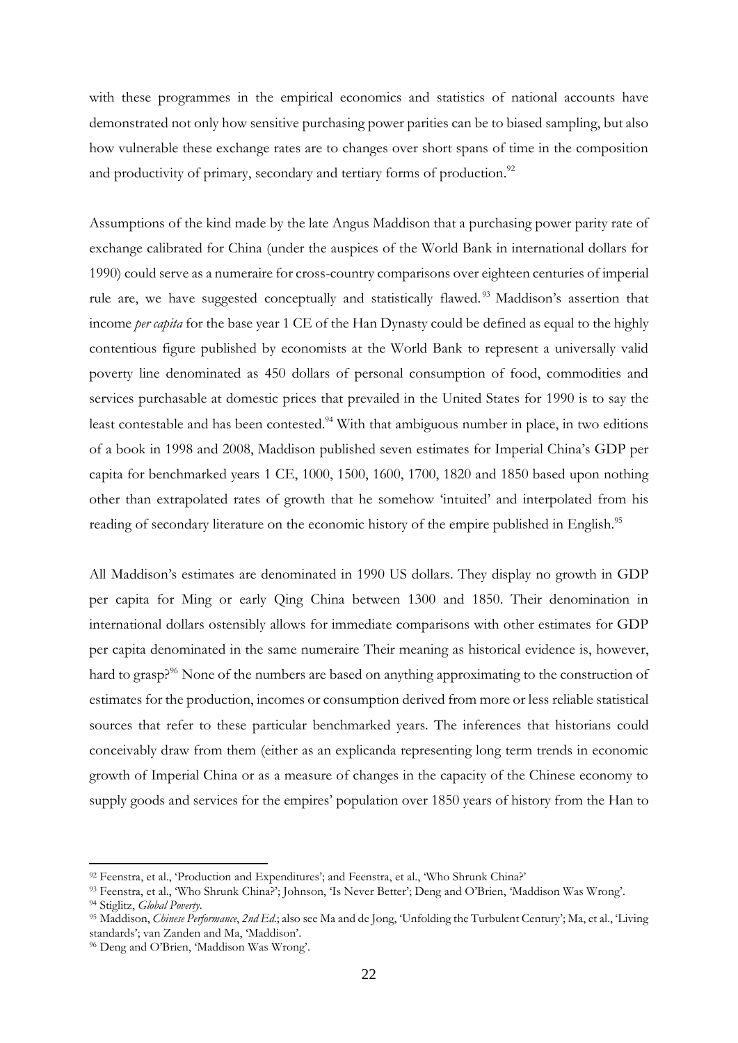with these programmes in the empirical economics and statistics of national accounts have demonstrated not only how sensitive purchasing power parities can be to biased sampling, but also how vulnerable these exchange rates are to changes over short spans of time in the composition and productivity of primary, secondary and tertiary forms of production.[92]

Assumptions of the kind made by the late Angus Maddison that a purchasing power parity rate of exchange calibrated for China (under the auspices of the World Bank in international dollars for 1990) could serve as a numeraire for cross-country comparisons over eighteen centuries of imperial rule are, we have suggested conceptually and statistically flawed.[93] Maddison's assertion that income *per capita* for the base year 1 CE of the Han Dynasty could be defined as equal to the highly contentious figure published by economists at the World Bank to represent a universally valid poverty line denominated as 450 dollars of personal consumption of food, commodities and services purchasable at domestic prices that prevailed in the United States for 1990 is to say the least contestable and has been contested.[94] With that ambiguous number in place, in two editions of a book in 1998 and 2008, Maddison published seven estimates for Imperial China's GDP per capita for benchmarked years 1 CE, 1000, 1500, 1600, 1700, 1820 and 1850 based upon nothing other than extrapolated rates of growth that he somehow 'intuited' and interpolated from his reading of secondary literature on the economic history of the empire published in English.[95]

All Maddison's estimates are denominated in 1990 US dollars. They display no growth in GDP per capita for Ming or early Qing China between 1300 and 1850. Their denomination in international dollars ostensibly allows for immediate comparisons with other estimates for GDP per capita denominated in the same numeraire Their meaning as historical evidence is, however, hard to grasp?[96] None of the numbers are based on anything approximating to the construction of estimates for the production, incomes or consumption derived from more or less reliable statistical sources that refer to these particular benchmarked years. The inferences that historians could conceivably draw from them (either as an explicanda representing long term trends in economic growth of Imperial China or as a measure of changes in the capacity of the Chinese economy to supply goods and services for the empires' population over 1850 years of history from the Han to

---

[92] Feenstra, et al., 'Production and Expenditures'; and Feenstra, et al., 'Who Shrunk China?'

[93] Feenstra, et al., 'Who Shrunk China?'; Johnson, 'Is Never Better'; Deng and O'Brien, 'Maddison Was Wrong'.

[94] Stiglitz, *Global Poverty*.

[95] Maddison, *Chinese Performance*, *2nd Ed*.; also see Ma and de Jong, 'Unfolding the Turbulent Century'; Ma, et al., 'Living standards'; van Zanden and Ma, 'Maddison'.

[96] Deng and O'Brien, 'Maddison Was Wrong'.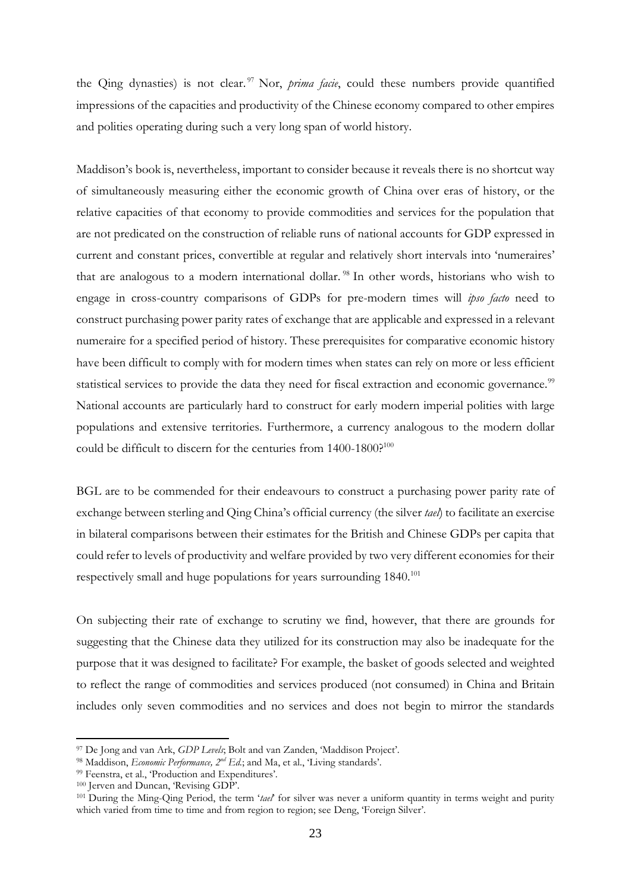the Qing dynasties) is not clear.[97] Nor, *prima facie*, could these numbers provide quantified impressions of the capacities and productivity of the Chinese economy compared to other empires and polities operating during such a very long span of world history.

Maddison's book is, nevertheless, important to consider because it reveals there is no shortcut way of simultaneously measuring either the economic growth of China over eras of history, or the relative capacities of that economy to provide commodities and services for the population that are not predicated on the construction of reliable runs of national accounts for GDP expressed in current and constant prices, convertible at regular and relatively short intervals into 'numeraires' that are analogous to a modern international dollar.[98] In other words, historians who wish to engage in cross-country comparisons of GDPs for pre-modern times will *ipso facto* need to construct purchasing power parity rates of exchange that are applicable and expressed in a relevant numeraire for a specified period of history. These prerequisites for comparative economic history have been difficult to comply with for modern times when states can rely on more or less efficient statistical services to provide the data they need for fiscal extraction and economic governance.[99] National accounts are particularly hard to construct for early modern imperial polities with large populations and extensive territories. Furthermore, a currency analogous to the modern dollar could be difficult to discern for the centuries from 1400-1800?[100]

BGL are to be commended for their endeavours to construct a purchasing power parity rate of exchange between sterling and Qing China's official currency (the silver *tael*) to facilitate an exercise in bilateral comparisons between their estimates for the British and Chinese GDPs per capita that could refer to levels of productivity and welfare provided by two very different economies for their respectively small and huge populations for years surrounding 1840.[101]

On subjecting their rate of exchange to scrutiny we find, however, that there are grounds for suggesting that the Chinese data they utilized for its construction may also be inadequate for the purpose that it was designed to facilitate? For example, the basket of goods selected and weighted to reflect the range of commodities and services produced (not consumed) in China and Britain includes only seven commodities and no services and does not begin to mirror the standards

---

[97] De Jong and van Ark, *GDP Levels*; Bolt and van Zanden, 'Maddison Project'.

[98] Maddison, *Economic Performance, 2nd Ed.*; and Ma, et al., 'Living standards'.

[99] Feenstra, et al., 'Production and Expenditures'.

[100] Jerven and Duncan, 'Revising GDP'.

[101] During the Ming-Qing Period, the term '*tael*' for silver was never a uniform quantity in terms weight and purity which varied from time to time and from region to region; see Deng, 'Foreign Silver'.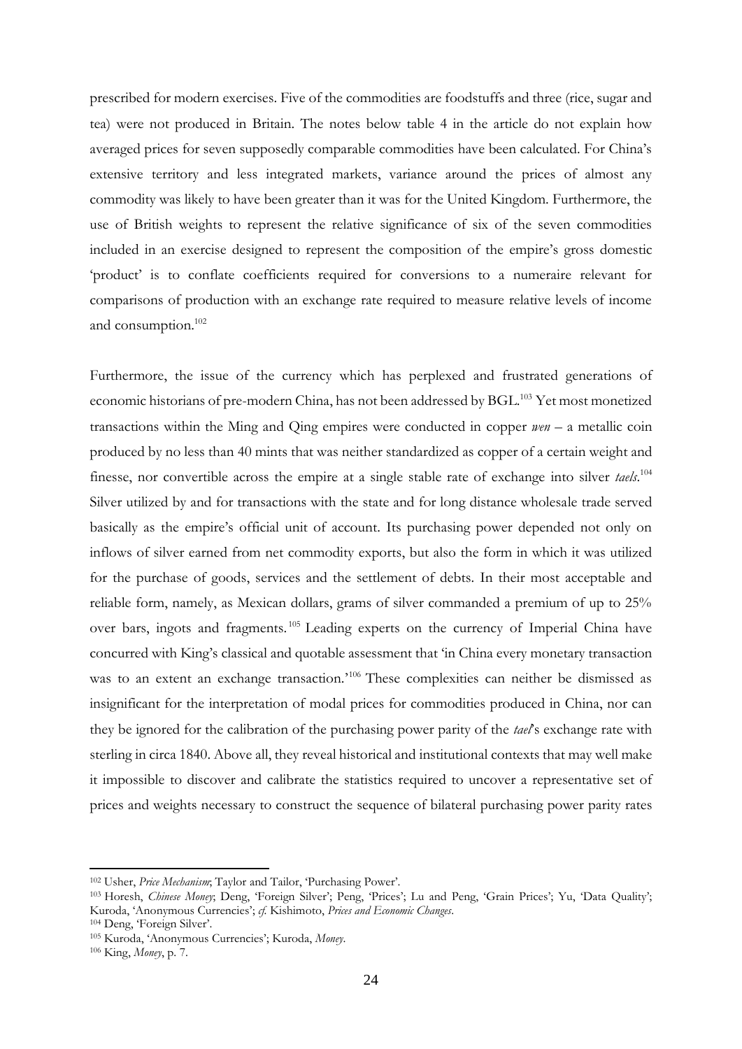prescribed for modern exercises. Five of the commodities are foodstuffs and three (rice, sugar and tea) were not produced in Britain. The notes below table 4 in the article do not explain how averaged prices for seven supposedly comparable commodities have been calculated. For China's extensive territory and less integrated markets, variance around the prices of almost any commodity was likely to have been greater than it was for the United Kingdom. Furthermore, the use of British weights to represent the relative significance of six of the seven commodities included in an exercise designed to represent the composition of the empire's gross domestic 'product' is to conflate coefficients required for conversions to a numeraire relevant for comparisons of production with an exchange rate required to measure relative levels of income and consumption.[102]

Furthermore, the issue of the currency which has perplexed and frustrated generations of economic historians of pre-modern China, has not been addressed by BGL.[103] Yet most monetized transactions within the Ming and Qing empires were conducted in copper *wen* – a metallic coin produced by no less than 40 mints that was neither standardized as copper of a certain weight and finesse, nor convertible across the empire at a single stable rate of exchange into silver *taels*.[104] Silver utilized by and for transactions with the state and for long distance wholesale trade served basically as the empire's official unit of account. Its purchasing power depended not only on inflows of silver earned from net commodity exports, but also the form in which it was utilized for the purchase of goods, services and the settlement of debts. In their most acceptable and reliable form, namely, as Mexican dollars, grams of silver commanded a premium of up to 25% over bars, ingots and fragments.[105] Leading experts on the currency of Imperial China have concurred with King's classical and quotable assessment that 'in China every monetary transaction was to an extent an exchange transaction.'[106] These complexities can neither be dismissed as insignificant for the interpretation of modal prices for commodities produced in China, nor can they be ignored for the calibration of the purchasing power parity of the *tael*'s exchange rate with sterling in circa 1840. Above all, they reveal historical and institutional contexts that may well make it impossible to discover and calibrate the statistics required to uncover a representative set of prices and weights necessary to construct the sequence of bilateral purchasing power parity rates

---

[102] Usher, *Price Mechanism*; Taylor and Tailor, 'Purchasing Power'.

[103] Horesh, *Chinese Money*; Deng, 'Foreign Silver'; Peng, 'Prices'; Lu and Peng, 'Grain Prices'; Yu, 'Data Quality'; Kuroda, 'Anonymous Currencies'; *cf.* Kishimoto, *Prices and Economic Changes*.

[104] Deng, 'Foreign Silver'.

[105] Kuroda, 'Anonymous Currencies'; Kuroda, *Money*.

[106] King, *Money*, p. 7.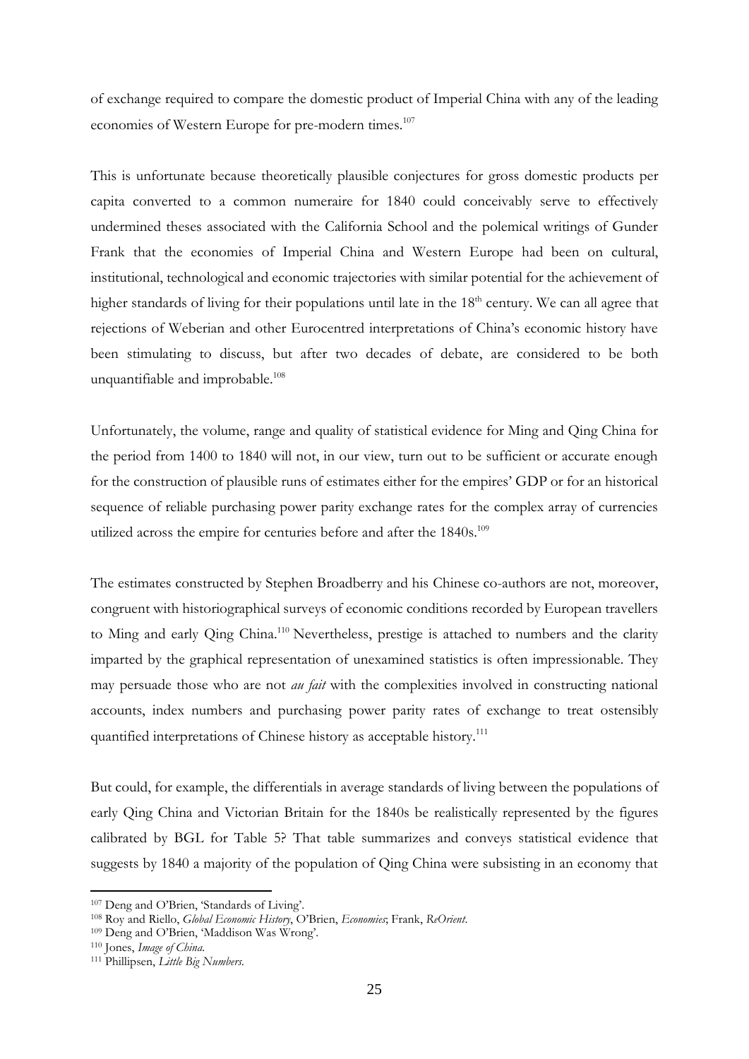of exchange required to compare the domestic product of Imperial China with any of the leading economies of Western Europe for pre-modern times.[107]

This is unfortunate because theoretically plausible conjectures for gross domestic products per capita converted to a common numeraire for 1840 could conceivably serve to effectively undermined theses associated with the California School and the polemical writings of Gunder Frank that the economies of Imperial China and Western Europe had been on cultural, institutional, technological and economic trajectories with similar potential for the achievement of higher standards of living for their populations until late in the 18th century. We can all agree that rejections of Weberian and other Eurocentred interpretations of China's economic history have been stimulating to discuss, but after two decades of debate, are considered to be both unquantifiable and improbable.[108]

Unfortunately, the volume, range and quality of statistical evidence for Ming and Qing China for the period from 1400 to 1840 will not, in our view, turn out to be sufficient or accurate enough for the construction of plausible runs of estimates either for the empires' GDP or for an historical sequence of reliable purchasing power parity exchange rates for the complex array of currencies utilized across the empire for centuries before and after the 1840s.[109]

The estimates constructed by Stephen Broadberry and his Chinese co-authors are not, moreover, congruent with historiographical surveys of economic conditions recorded by European travellers to Ming and early Qing China.[110] Nevertheless, prestige is attached to numbers and the clarity imparted by the graphical representation of unexamined statistics is often impressionable. They may persuade those who are not *au fait* with the complexities involved in constructing national accounts, index numbers and purchasing power parity rates of exchange to treat ostensibly quantified interpretations of Chinese history as acceptable history.[111]

But could, for example, the differentials in average standards of living between the populations of early Qing China and Victorian Britain for the 1840s be realistically represented by the figures calibrated by BGL for Table 5? That table summarizes and conveys statistical evidence that suggests by 1840 a majority of the population of Qing China were subsisting in an economy that

---

[107] Deng and O'Brien, 'Standards of Living'.

[108] Roy and Riello, *Global Economic History*, O'Brien, *Economies*; Frank, *ReOrient*.

[109] Deng and O'Brien, 'Maddison Was Wrong'.

[110] Jones, *Image of China*.

[111] Phillipsen, *Little Big Numbers*.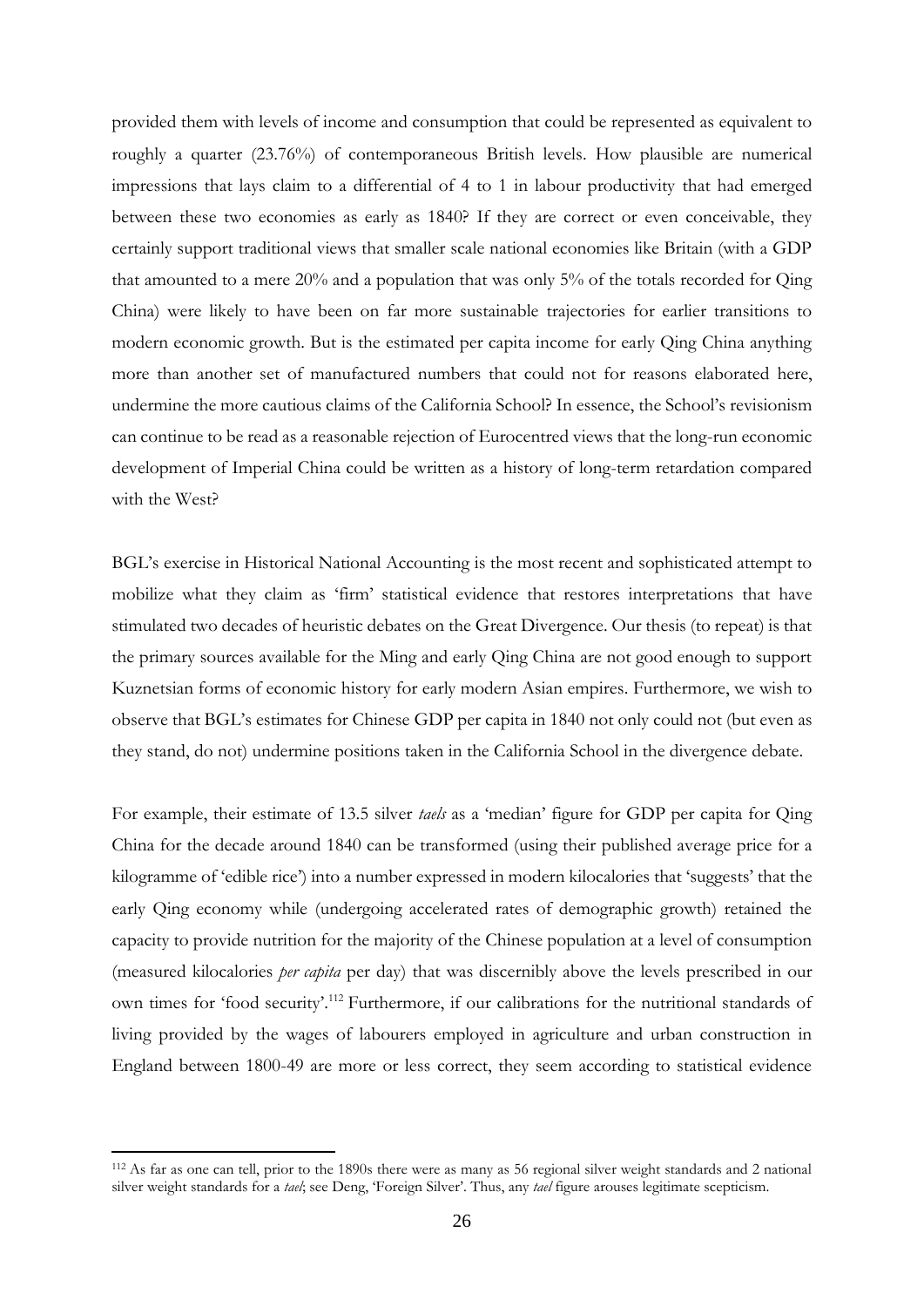provided them with levels of income and consumption that could be represented as equivalent to roughly a quarter (23.76%) of contemporaneous British levels. How plausible are numerical impressions that lays claim to a differential of 4 to 1 in labour productivity that had emerged between these two economies as early as 1840? If they are correct or even conceivable, they certainly support traditional views that smaller scale national economies like Britain (with a GDP that amounted to a mere 20% and a population that was only 5% of the totals recorded for Qing China) were likely to have been on far more sustainable trajectories for earlier transitions to modern economic growth. But is the estimated per capita income for early Qing China anything more than another set of manufactured numbers that could not for reasons elaborated here, undermine the more cautious claims of the California School? In essence, the School's revisionism can continue to be read as a reasonable rejection of Eurocentred views that the long-run economic development of Imperial China could be written as a history of long-term retardation compared with the West?

BGL's exercise in Historical National Accounting is the most recent and sophisticated attempt to mobilize what they claim as 'firm' statistical evidence that restores interpretations that have stimulated two decades of heuristic debates on the Great Divergence. Our thesis (to repeat) is that the primary sources available for the Ming and early Qing China are not good enough to support Kuznetsian forms of economic history for early modern Asian empires. Furthermore, we wish to observe that BGL's estimates for Chinese GDP per capita in 1840 not only could not (but even as they stand, do not) undermine positions taken in the California School in the divergence debate.

For example, their estimate of 13.5 silver *taels* as a 'median' figure for GDP per capita for Qing China for the decade around 1840 can be transformed (using their published average price for a kilogramme of 'edible rice') into a number expressed in modern kilocalories that 'suggests' that the early Qing economy while (undergoing accelerated rates of demographic growth) retained the capacity to provide nutrition for the majority of the Chinese population at a level of consumption (measured kilocalories *per capita* per day) that was discernibly above the levels prescribed in our own times for 'food security'.[112] Furthermore, if our calibrations for the nutritional standards of living provided by the wages of labourers employed in agriculture and urban construction in England between 1800-49 are more or less correct, they seem according to statistical evidence

[112] As far as one can tell, prior to the 1890s there were as many as 56 regional silver weight standards and 2 national silver weight standards for a *tael*; see Deng, 'Foreign Silver'. Thus, any *tael* figure arouses legitimate scepticism.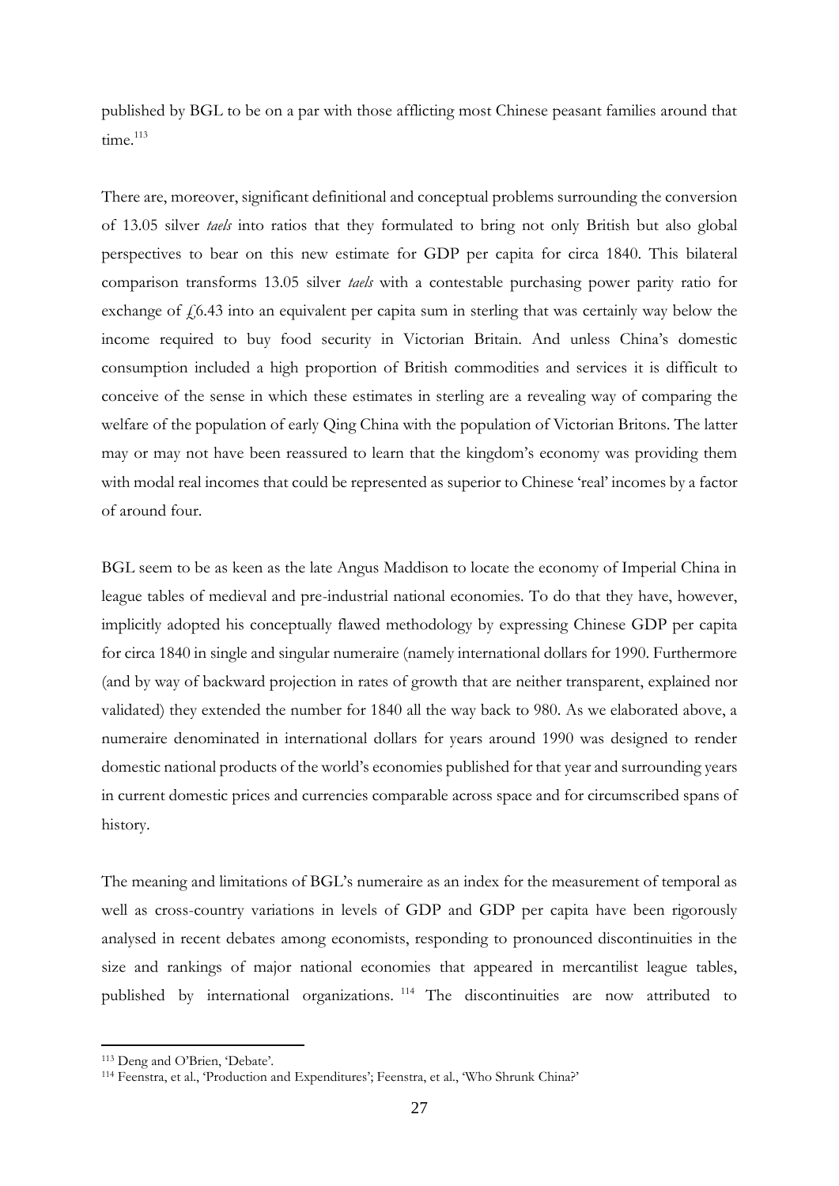published by BGL to be on a par with those afflicting most Chinese peasant families around that time.[113]

There are, moreover, significant definitional and conceptual problems surrounding the conversion of 13.05 silver *taels* into ratios that they formulated to bring not only British but also global perspectives to bear on this new estimate for GDP per capita for circa 1840. This bilateral comparison transforms 13.05 silver *taels* with a contestable purchasing power parity ratio for exchange of £6.43 into an equivalent per capita sum in sterling that was certainly way below the income required to buy food security in Victorian Britain. And unless China's domestic consumption included a high proportion of British commodities and services it is difficult to conceive of the sense in which these estimates in sterling are a revealing way of comparing the welfare of the population of early Qing China with the population of Victorian Britons. The latter may or may not have been reassured to learn that the kingdom's economy was providing them with modal real incomes that could be represented as superior to Chinese 'real' incomes by a factor of around four.

BGL seem to be as keen as the late Angus Maddison to locate the economy of Imperial China in league tables of medieval and pre-industrial national economies. To do that they have, however, implicitly adopted his conceptually flawed methodology by expressing Chinese GDP per capita for circa 1840 in single and singular numeraire (namely international dollars for 1990. Furthermore (and by way of backward projection in rates of growth that are neither transparent, explained nor validated) they extended the number for 1840 all the way back to 980. As we elaborated above, a numeraire denominated in international dollars for years around 1990 was designed to render domestic national products of the world's economies published for that year and surrounding years in current domestic prices and currencies comparable across space and for circumscribed spans of history.

The meaning and limitations of BGL's numeraire as an index for the measurement of temporal as well as cross-country variations in levels of GDP and GDP per capita have been rigorously analysed in recent debates among economists, responding to pronounced discontinuities in the size and rankings of major national economies that appeared in mercantilist league tables, published by international organizations.[114] The discontinuities are now attributed to

[113] Deng and O'Brien, 'Debate'.

[114] Feenstra, et al., 'Production and Expenditures'; Feenstra, et al., 'Who Shrunk China?'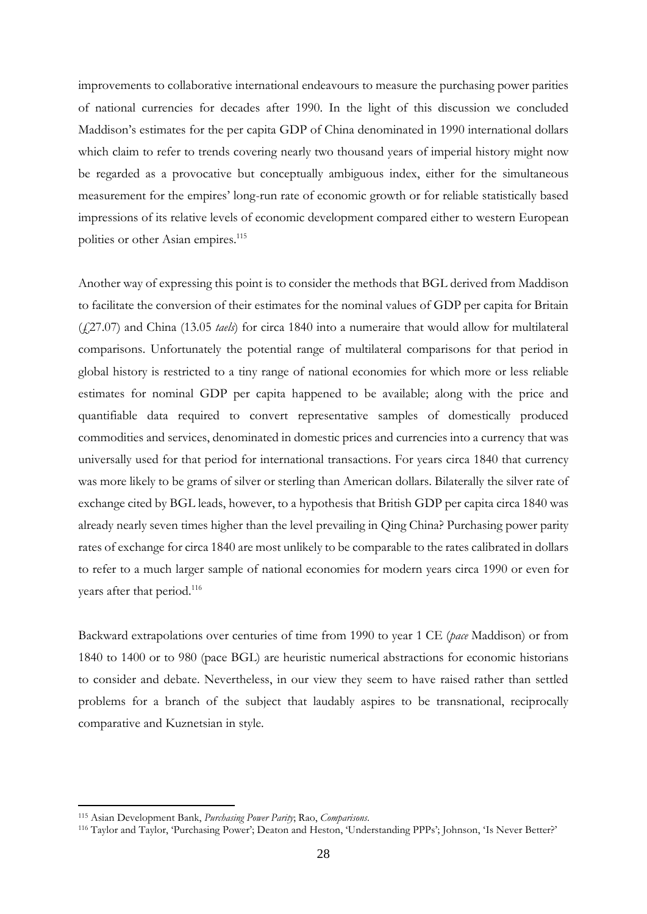improvements to collaborative international endeavours to measure the purchasing power parities of national currencies for decades after 1990. In the light of this discussion we concluded Maddison's estimates for the per capita GDP of China denominated in 1990 international dollars which claim to refer to trends covering nearly two thousand years of imperial history might now be regarded as a provocative but conceptually ambiguous index, either for the simultaneous measurement for the empires' long-run rate of economic growth or for reliable statistically based impressions of its relative levels of economic development compared either to western European polities or other Asian empires.[115]

Another way of expressing this point is to consider the methods that BGL derived from Maddison to facilitate the conversion of their estimates for the nominal values of GDP per capita for Britain (£27.07) and China (13.05 *taels*) for circa 1840 into a numeraire that would allow for multilateral comparisons. Unfortunately the potential range of multilateral comparisons for that period in global history is restricted to a tiny range of national economies for which more or less reliable estimates for nominal GDP per capita happened to be available; along with the price and quantifiable data required to convert representative samples of domestically produced commodities and services, denominated in domestic prices and currencies into a currency that was universally used for that period for international transactions. For years circa 1840 that currency was more likely to be grams of silver or sterling than American dollars. Bilaterally the silver rate of exchange cited by BGL leads, however, to a hypothesis that British GDP per capita circa 1840 was already nearly seven times higher than the level prevailing in Qing China? Purchasing power parity rates of exchange for circa 1840 are most unlikely to be comparable to the rates calibrated in dollars to refer to a much larger sample of national economies for modern years circa 1990 or even for years after that period.[116]

Backward extrapolations over centuries of time from 1990 to year 1 CE (*pace* Maddison) or from 1840 to 1400 or to 980 (pace BGL) are heuristic numerical abstractions for economic historians to consider and debate. Nevertheless, in our view they seem to have raised rather than settled problems for a branch of the subject that laudably aspires to be transnational, reciprocally comparative and Kuznetsian in style.

---

[115] Asian Development Bank, *Purchasing Power Parity*; Rao, *Comparisons*.

[116] Taylor and Taylor, 'Purchasing Power'; Deaton and Heston, 'Understanding PPPs'; Johnson, 'Is Never Better?'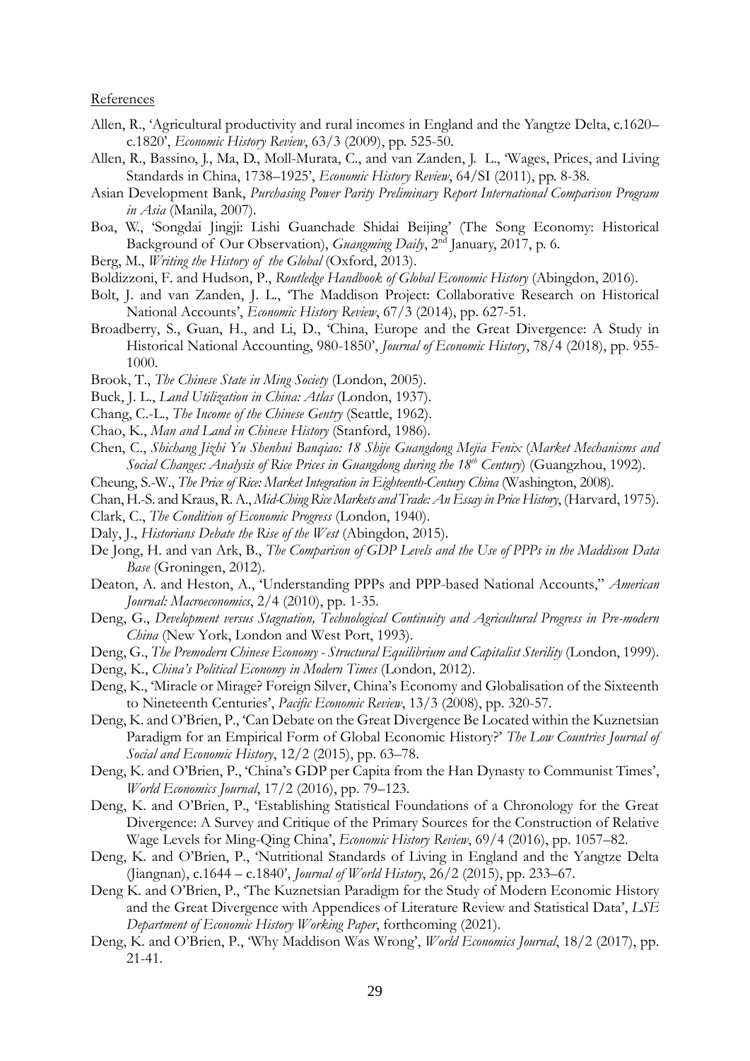References

Allen, R., 'Agricultural productivity and rural incomes in England and the Yangtze Delta, c.1620–c.1820', *Economic History Review*, 63/3 (2009), pp. 525-50.

Allen, R., Bassino, J., Ma, D., Moll-Murata, C., and van Zanden, J. L., 'Wages, Prices, and Living Standards in China, 1738–1925', *Economic History Review*, 64/SI (2011), pp. 8-38.

Asian Development Bank, *Purchasing Power Parity Preliminary Report International Comparison Program in Asia* (Manila, 2007).

Boa, W., 'Songdai Jingji: Lishi Guanchade Shidai Beijing' (The Song Economy: Historical Background of Our Observation), *Guangming Daily*, 2nd January, 2017, p. 6.

Berg, M., *Writing the History of the Global* (Oxford, 2013).

Boldizzoni, F. and Hudson, P., *Routledge Handbook of Global Economic History* (Abingdon, 2016).

Bolt, J. and van Zanden, J. L., 'The Maddison Project: Collaborative Research on Historical National Accounts', *Economic History Review*, 67/3 (2014), pp. 627-51.

Broadberry, S., Guan, H., and Li, D., 'China, Europe and the Great Divergence: A Study in Historical National Accounting, 980-1850', *Journal of Economic History*, 78/4 (2018), pp. 955-1000.

Brook, T., *The Chinese State in Ming Society* (London, 2005).

Buck, J. L., *Land Utilization in China: Atlas* (London, 1937).

Chang, C.-L., *The Income of the Chinese Gentry* (Seattle, 1962).

Chao, K., *Man and Land in Chinese History* (Stanford, 1986).

Chen, C., *Shichang Jizhi Yu Shenhui Banqiao: 18 Shije Guangdong Mejia Fenix* (*Market Mechanisms and Social Changes: Analysis of Rice Prices in Guangdong during the 18th Century*) (Guangzhou, 1992).

Cheung, S.-W., *The Price of Rice: Market Integration in Eighteenth-Century China* (Washington, 2008).

Chan, H.-S. and Kraus, R. A., *Mid-Ching Rice Markets and Trade: An Essay in Price History*, (Harvard, 1975).

Clark, C., *The Condition of Economic Progress* (London, 1940).

Daly, J., *Historians Debate the Rise of the West* (Abingdon, 2015).

De Jong, H. and van Ark, B., *The Comparison of GDP Levels and the Use of PPPs in the Maddison Data Base* (Groningen, 2012).

Deaton, A. and Heston, A., 'Understanding PPPs and PPP-based National Accounts," *American Journal: Macroeconomics*, 2/4 (2010), pp. 1-35.

Deng, G., *Development versus Stagnation, Technological Continuity and Agricultural Progress in Pre-modern China* (New York, London and West Port, 1993).

Deng, G., *The Premodern Chinese Economy - Structural Equilibrium and Capitalist Sterility* (London, 1999).

Deng, K., *China's Political Economy in Modern Times* (London, 2012).

Deng, K., 'Miracle or Mirage? Foreign Silver, China's Economy and Globalisation of the Sixteenth to Nineteenth Centuries', *Pacific Economic Review*, 13/3 (2008), pp. 320-57.

Deng, K. and O'Brien, P., 'Can Debate on the Great Divergence Be Located within the Kuznetsian Paradigm for an Empirical Form of Global Economic History?' *The Low Countries Journal of Social and Economic History*, 12/2 (2015), pp. 63–78.

Deng, K. and O'Brien, P., 'China's GDP per Capita from the Han Dynasty to Communist Times', *World Economics Journal*, 17/2 (2016), pp. 79–123.

Deng, K. and O'Brien, P., 'Establishing Statistical Foundations of a Chronology for the Great Divergence: A Survey and Critique of the Primary Sources for the Construction of Relative Wage Levels for Ming-Qing China', *Economic History Review*, 69/4 (2016), pp. 1057–82.

Deng, K. and O'Brien, P., 'Nutritional Standards of Living in England and the Yangtze Delta (Jiangnan), c.1644 – c.1840', *Journal of World History*, 26/2 (2015), pp. 233–67.

Deng K. and O'Brien, P., 'The Kuznetsian Paradigm for the Study of Modern Economic History and the Great Divergence with Appendices of Literature Review and Statistical Data', *LSE Department of Economic History Working Paper*, forthcoming (2021).

Deng, K. and O'Brien, P., 'Why Maddison Was Wrong', *World Economics Journal*, 18/2 (2017), pp. 21-41.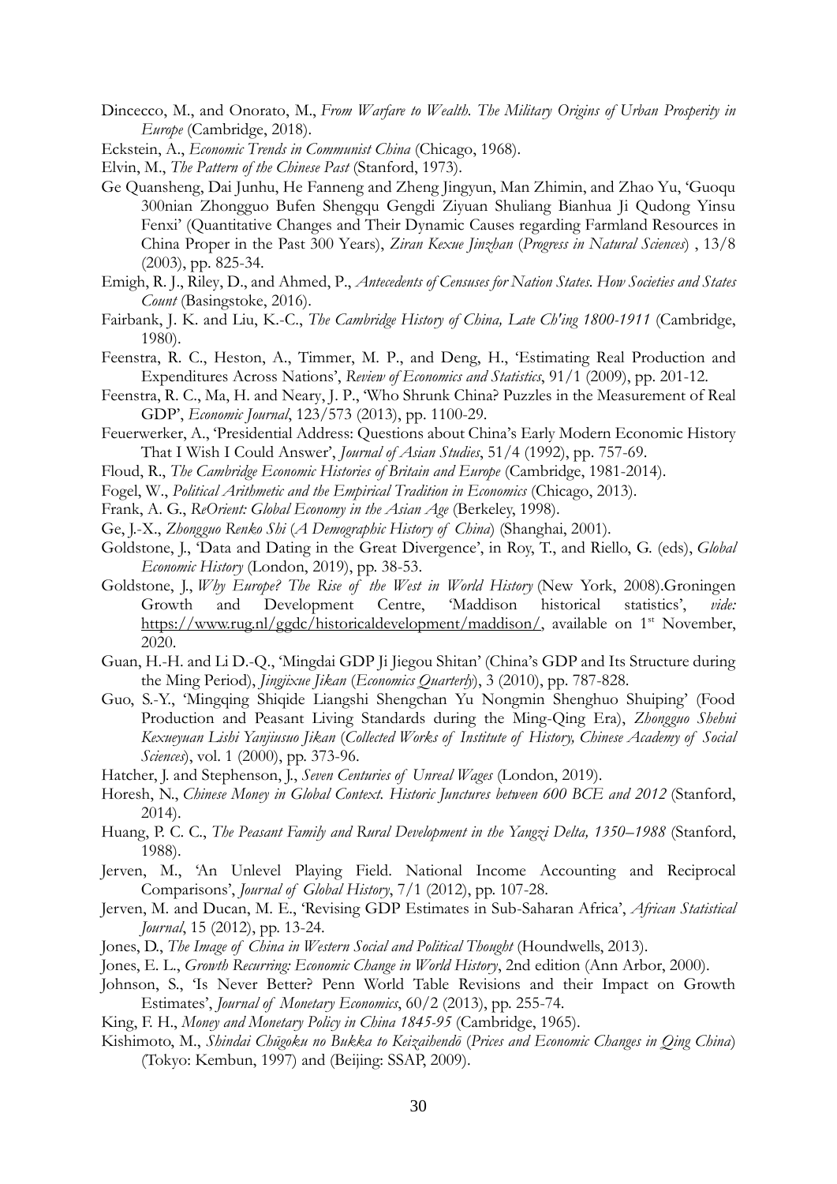Dincecco, M., and Onorato, M., *From Warfare to Wealth. The Military Origins of Urban Prosperity in Europe* (Cambridge, 2018).

Eckstein, A., *Economic Trends in Communist China* (Chicago, 1968).

Elvin, M., *The Pattern of the Chinese Past* (Stanford, 1973).

Ge Quansheng, Dai Junhu, He Fanneng and Zheng Jingyun, Man Zhimin, and Zhao Yu, 'Guoqu 300nian Zhongguo Bufen Shengqu Gengdi Ziyuan Shuliang Bianhua Ji Qudong Yinsu Fenxi' (Quantitative Changes and Their Dynamic Causes regarding Farmland Resources in China Proper in the Past 300 Years), *Ziran Kexue Jinzhan* (*Progress in Natural Sciences*) , 13/8 (2003), pp. 825-34.

Emigh, R. J., Riley, D., and Ahmed, P., *Antecedents of Censuses for Nation States. How Societies and States Count* (Basingstoke, 2016).

Fairbank, J. K. and Liu, K.-C., *The Cambridge History of China, Late Ch'ing 1800-1911* (Cambridge, 1980).

Feenstra, R. C., Heston, A., Timmer, M. P., and Deng, H., 'Estimating Real Production and Expenditures Across Nations', *Review of Economics and Statistics*, 91/1 (2009), pp. 201-12.

Feenstra, R. C., Ma, H. and Neary, J. P., 'Who Shrunk China? Puzzles in the Measurement of Real GDP', *Economic Journal*, 123/573 (2013), pp. 1100-29.

Feuerwerker, A., 'Presidential Address: Questions about China's Early Modern Economic History That I Wish I Could Answer', *Journal of Asian Studies*, 51/4 (1992), pp. 757-69.

Floud, R., *The Cambridge Economic Histories of Britain and Europe* (Cambridge, 1981-2014).

Fogel, W., *Political Arithmetic and the Empirical Tradition in Economics* (Chicago, 2013).

Frank, A. G., *ReOrient: Global Economy in the Asian Age* (Berkeley, 1998).

Ge, J.-X., *Zhongguo Renko Shi* (*A Demographic History of China*) (Shanghai, 2001).

Goldstone, J., 'Data and Dating in the Great Divergence', in Roy, T., and Riello, G. (eds), *Global Economic History* (London, 2019), pp. 38-53.

Goldstone, J., *Why Europe? The Rise of the West in World History* (New York, 2008).Groningen Growth and Development Centre, 'Maddison historical statistics', *vide:* https://www.rug.nl/ggdc/historicaldevelopment/maddison/, available on 1st November, 2020.

Guan, H.-H. and Li D.-Q., 'Mingdai GDP Ji Jiegou Shitan' (China's GDP and Its Structure during the Ming Period), *Jingjixue Jikan* (*Economics Quarterly*), 3 (2010), pp. 787-828.

Guo, S.-Y., 'Mingqing Shiqide Liangshi Shengchan Yu Nongmin Shenghuo Shuiping' (Food Production and Peasant Living Standards during the Ming-Qing Era), *Zhongguo Shehui Kexueyuan Lishi Yanjiusuo Jikan* (*Collected Works of Institute of History, Chinese Academy of Social Sciences*), vol. 1 (2000), pp. 373-96.

Hatcher, J. and Stephenson, J., *Seven Centuries of Unreal Wages* (London, 2019).

Horesh, N., *Chinese Money in Global Context. Historic Junctures between 600 BCE and 2012* (Stanford, 2014).

Huang, P. C. C., *The Peasant Family and Rural Development in the Yangzi Delta, 1350–1988* (Stanford, 1988).

Jerven, M., 'An Unlevel Playing Field. National Income Accounting and Reciprocal Comparisons', *Journal of Global History*, 7/1 (2012), pp. 107-28.

Jerven, M. and Ducan, M. E., 'Revising GDP Estimates in Sub-Saharan Africa', *African Statistical Journal*, 15 (2012), pp. 13-24.

Jones, D., *The Image of China in Western Social and Political Thought* (Houndwells, 2013).

Jones, E. L., *Growth Recurring: Economic Change in World History*, 2nd edition (Ann Arbor, 2000).

Johnson, S., 'Is Never Better? Penn World Table Revisions and their Impact on Growth Estimates', *Journal of Monetary Economics*, 60/2 (2013), pp. 255-74.

King, F. H., *Money and Monetary Policy in China 1845-95* (Cambridge, 1965).

Kishimoto, M., *Shindai Chūgoku no Bukka to Keizaihendō* (*Prices and Economic Changes in Qing China*) (Tokyo: Kembun, 1997) and (Beijing: SSAP, 2009).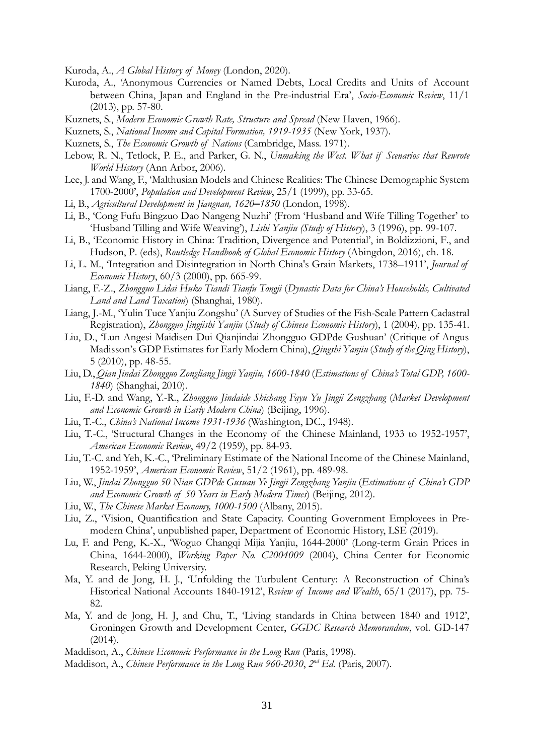Kuroda, A., *A Global History of Money* (London, 2020).

Kuroda, A., 'Anonymous Currencies or Named Debts, Local Credits and Units of Account between China, Japan and England in the Pre-industrial Era', *Socio-Economic Review*, 11/1 (2013), pp. 57-80.

Kuznets, S., *Modern Economic Growth Rate, Structure and Spread* (New Haven, 1966).

Kuznets, S., *National Income and Capital Formation, 1919-1935* (New York, 1937).

Kuznets, S., *The Economic Growth of Nations* (Cambridge, Mass. 1971).

Lebow, R. N., Tetlock, P. E., and Parker, G. N., *Unmaking the West. What if Scenarios that Rewrote World History* (Ann Arbor, 2006).

Lee, J. and Wang, F., 'Malthusian Models and Chinese Realities: The Chinese Demographic System 1700-2000', *Population and Development Review*, 25/1 (1999), pp. 33-65.

Li, B., *Agricultural Development in Jiangnan, 1620–1850* (London, 1998).

Li, B., 'Cong Fufu Bingzuo Dao Nangeng Nuzhi' (From 'Husband and Wife Tilling Together' to 'Husband Tilling and Wife Weaving'), *Lishi Yanjiu (Study of History)*, 3 (1996), pp. 99-107.

Li, B., 'Economic History in China: Tradition, Divergence and Potential', in Boldizzioni, F., and Hudson, P. (eds), *Routledge Handbook of Global Economic History* (Abingdon, 2016), ch. 18.

Li, L. M., 'Integration and Disintegration in North China's Grain Markets, 1738–1911', *Journal of Economic History*, 60/3 (2000), pp. 665-99.

Liang, F.-Z., *Zhongguo Lidai Huko Tiandi Tianfu Tongji* (*Dynastic Data for China's Households, Cultivated Land and Land Taxation*) (Shanghai, 1980).

Liang, J.-M., 'Yulin Tuce Yanjiu Zongshu' (A Survey of Studies of the Fish-Scale Pattern Cadastral Registration), *Zhongguo Jingjishi Yanjiu* (*Study of Chinese Economic History*), 1 (2004), pp. 135-41.

Liu, D., 'Lun Angesi Maidisen Dui Qianjindai Zhongguo GDPde Gushuan' (Critique of Angus Madisson's GDP Estimates for Early Modern China), *Qingshi Yanjiu* (*Study of the Qing History*), 5 (2010), pp. 48-55.

Liu, D., *Qian Jindai Zhongguo Zongliang Jingji Yanjiu, 1600-1840* (*Estimations of China's Total GDP, 1600-1840*) (Shanghai, 2010).

Liu, F.-D. and Wang, Y.-R., *Zhongguo Jindaide Shichang Fayu Yu Jingji Zengzhang* (*Market Development and Economic Growth in Early Modern China*) (Beijing, 1996).

Liu, T.-C., *China's National Income 1931-1936* (Washington, DC., 1948).

Liu, T.-C., 'Structural Changes in the Economy of the Chinese Mainland, 1933 to 1952-1957', *American Economic Review*, 49/2 (1959), pp. 84-93.

Liu, T.-C. and Yeh, K.-C., 'Preliminary Estimate of the National Income of the Chinese Mainland, 1952-1959', *American Economic Review*, 51/2 (1961), pp. 489-98.

Liu, W., *Jindai Zhongguo 50 Nian GDPde Gusuan Ye Jingji Zengzhang Yanjiu* (*Estimations of China's GDP and Economic Growth of 50 Years in Early Modern Times*) (Beijing, 2012).

Liu, W., *The Chinese Market Economy, 1000-1500* (Albany, 2015).

Liu, Z., 'Vision, Quantification and State Capacity. Counting Government Employees in Pre-modern China', unpublished paper, Department of Economic History, LSE (2019).

Lu, F. and Peng, K.-X., 'Woguo Changqi Mijia Yanjiu, 1644-2000' (Long-term Grain Prices in China, 1644-2000), *Working Paper No. C2004009* (2004), China Center for Economic Research, Peking University.

Ma, Y. and de Jong, H. J., 'Unfolding the Turbulent Century: A Reconstruction of China's Historical National Accounts 1840-1912', *Review of Income and Wealth*, 65/1 (2017), pp. 75-82.

Ma, Y. and de Jong, H. J, and Chu, T., 'Living standards in China between 1840 and 1912', Groningen Growth and Development Center, *GGDC Research Memorandum*, vol. GD-147 (2014).

Maddison, A., *Chinese Economic Performance in the Long Run* (Paris, 1998).

Maddison, A., *Chinese Performance in the Long Run 960-2030*, *2nd Ed.* (Paris, 2007).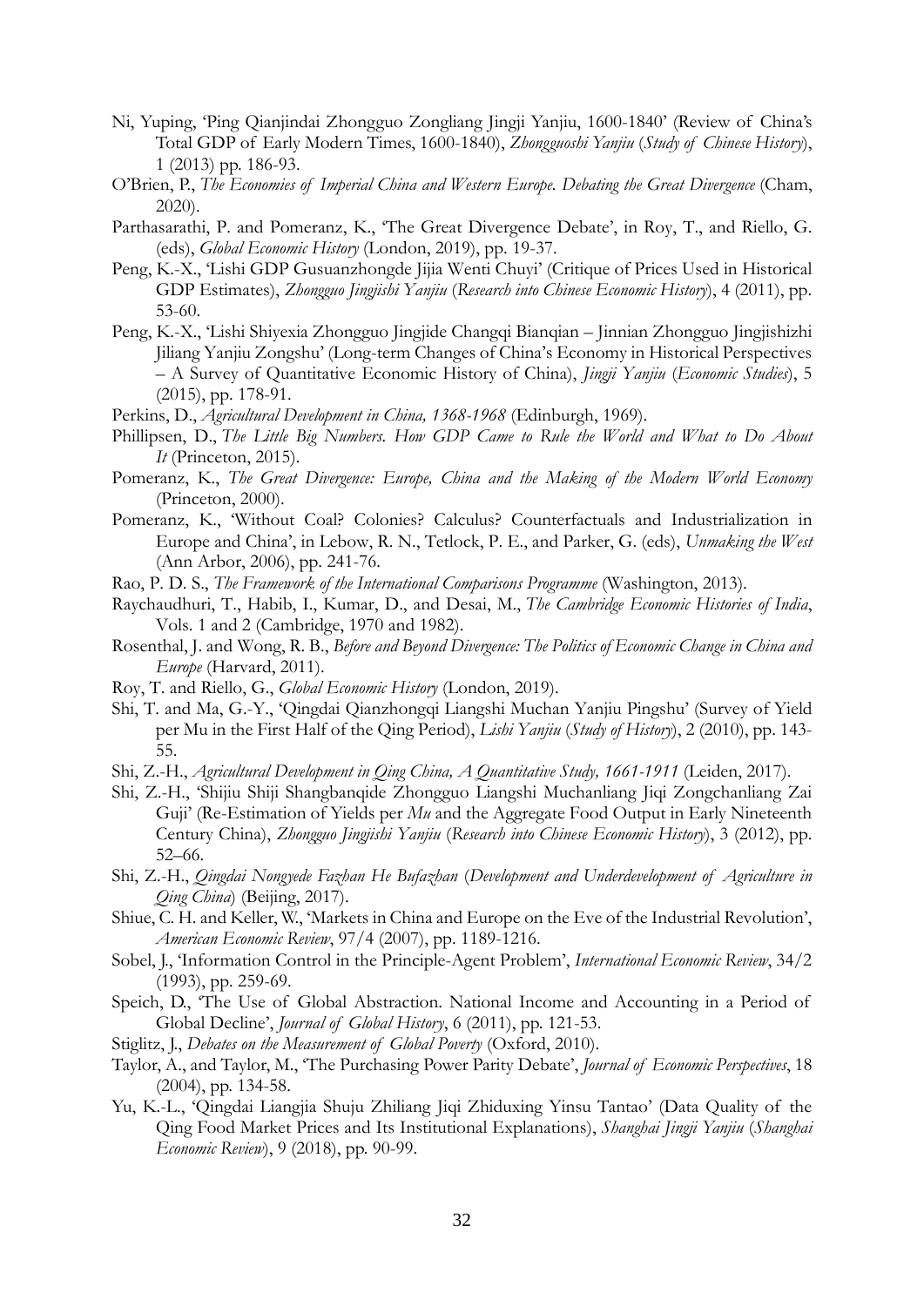Ni, Yuping, 'Ping Qianjindai Zhongguo Zongliang Jingji Yanjiu, 1600-1840' (Review of China's Total GDP of Early Modern Times, 1600-1840), *Zhongguoshi Yanjiu* (*Study of Chinese History*), 1 (2013) pp. 186-93.

O'Brien, P., *The Economies of Imperial China and Western Europe. Debating the Great Divergence* (Cham, 2020).

Parthasarathi, P. and Pomeranz, K., 'The Great Divergence Debate', in Roy, T., and Riello, G. (eds), *Global Economic History* (London, 2019), pp. 19-37.

Peng, K.-X., 'Lishi GDP Gusuanzhongde Jijia Wenti Chuyi' (Critique of Prices Used in Historical GDP Estimates), *Zhongguo Jingjishi Yanjiu* (*Research into Chinese Economic History*), 4 (2011), pp. 53-60.

Peng, K.-X., 'Lishi Shiyexia Zhongguo Jingjide Changqi Bianqian – Jinnian Zhongguo Jingjishizhi Jiliang Yanjiu Zongshu' (Long-term Changes of China's Economy in Historical Perspectives – A Survey of Quantitative Economic History of China), *Jingji Yanjiu* (*Economic Studies*), 5 (2015), pp. 178-91.

Perkins, D., *Agricultural Development in China, 1368-1968* (Edinburgh, 1969).

Phillipsen, D., *The Little Big Numbers. How GDP Came to Rule the World and What to Do About It* (Princeton, 2015).

Pomeranz, K., *The Great Divergence: Europe, China and the Making of the Modern World Economy* (Princeton, 2000).

Pomeranz, K., 'Without Coal? Colonies? Calculus? Counterfactuals and Industrialization in Europe and China', in Lebow, R. N., Tetlock, P. E., and Parker, G. (eds), *Unmaking the West* (Ann Arbor, 2006), pp. 241-76.

Rao, P. D. S., *The Framework of the International Comparisons Programme* (Washington, 2013).

Raychaudhuri, T., Habib, I., Kumar, D., and Desai, M., *The Cambridge Economic Histories of India*, Vols. 1 and 2 (Cambridge, 1970 and 1982).

Rosenthal, J. and Wong, R. B., *Before and Beyond Divergence: The Politics of Economic Change in China and Europe* (Harvard, 2011).

Roy, T. and Riello, G., *Global Economic History* (London, 2019).

Shi, T. and Ma, G.-Y., 'Qingdai Qianzhongqi Liangshi Muchan Yanjiu Pingshu' (Survey of Yield per Mu in the First Half of the Qing Period), *Lishi Yanjiu* (*Study of History*), 2 (2010), pp. 143-55.

Shi, Z.-H., *Agricultural Development in Qing China, A Quantitative Study, 1661-1911* (Leiden, 2017).

Shi, Z.-H., 'Shijiu Shiji Shangbanqide Zhongguo Liangshi Muchanliang Jiqi Zongchanliang Zai Guji' (Re-Estimation of Yields per *Mu* and the Aggregate Food Output in Early Nineteenth Century China), *Zhongguo Jingjishi Yanjiu* (*Research into Chinese Economic History*), 3 (2012), pp. 52–66.

Shi, Z.-H., *Qingdai Nongyede Fazhan He Bufazhan* (*Development and Underdevelopment of Agriculture in Qing China*) (Beijing, 2017).

Shiue, C. H. and Keller, W., 'Markets in China and Europe on the Eve of the Industrial Revolution', *American Economic Review*, 97/4 (2007), pp. 1189-1216.

Sobel, J., 'Information Control in the Principle-Agent Problem', *International Economic Review*, 34/2 (1993), pp. 259-69.

Speich, D., 'The Use of Global Abstraction. National Income and Accounting in a Period of Global Decline', *Journal of Global History*, 6 (2011), pp. 121-53.

Stiglitz, J., *Debates on the Measurement of Global Poverty* (Oxford, 2010).

Taylor, A., and Taylor, M., 'The Purchasing Power Parity Debate', *Journal of Economic Perspectives*, 18 (2004), pp. 134-58.

Yu, K.-L., 'Qingdai Liangjia Shuju Zhiliang Jiqi Zhiduxing Yinsu Tantao' (Data Quality of the Qing Food Market Prices and Its Institutional Explanations), *Shanghai Jingji Yanjiu* (*Shanghai Economic Review*), 9 (2018), pp. 90-99.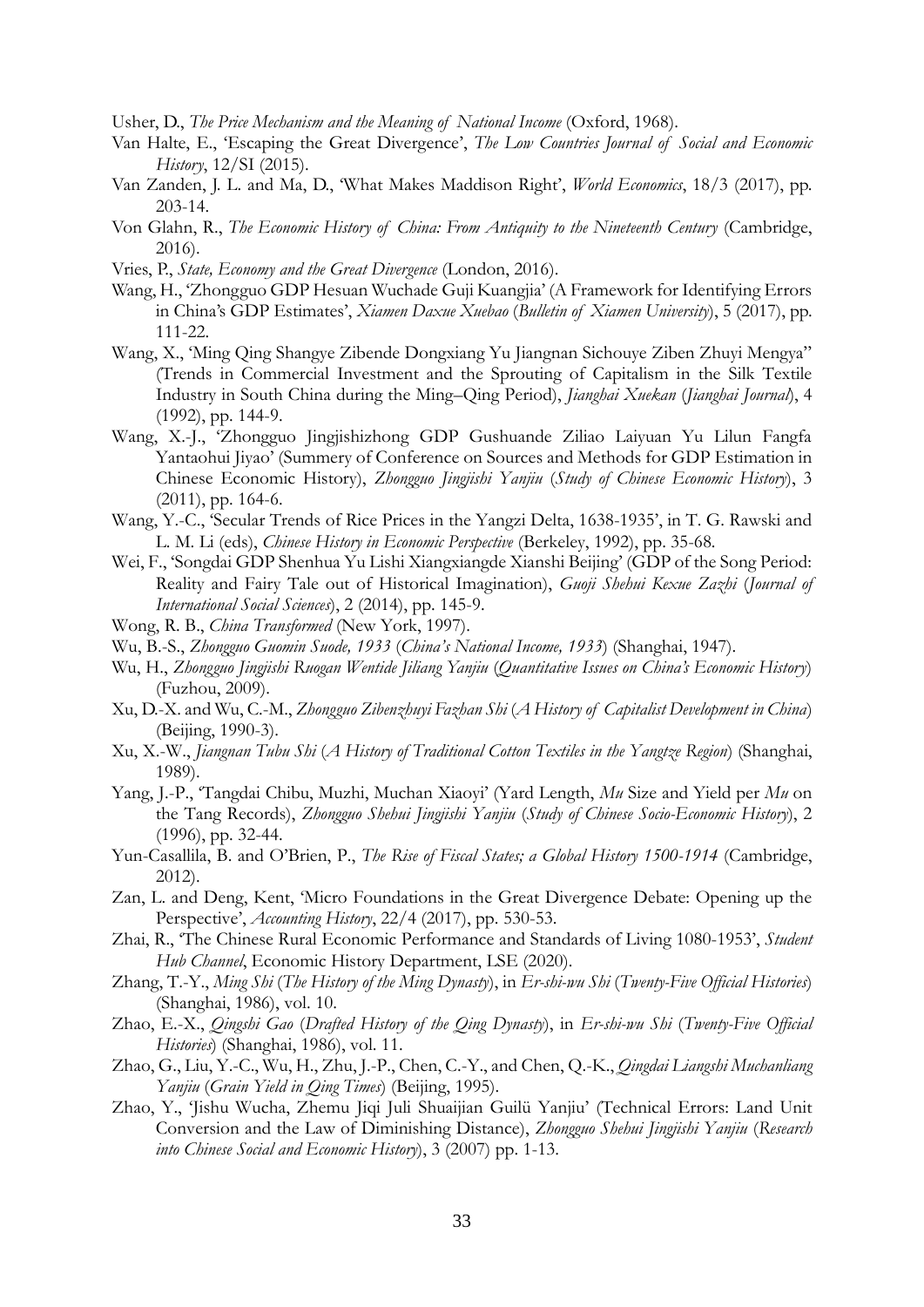Usher, D., *The Price Mechanism and the Meaning of National Income* (Oxford, 1968).

Van Halte, E., 'Escaping the Great Divergence', *The Low Countries Journal of Social and Economic History*, 12/SI (2015).

Van Zanden, J. L. and Ma, D., 'What Makes Maddison Right', *World Economics*, 18/3 (2017), pp. 203-14.

Von Glahn, R., *The Economic History of China: From Antiquity to the Nineteenth Century* (Cambridge, 2016).

Vries, P., *State, Economy and the Great Divergence* (London, 2016).

Wang, H., 'Zhongguo GDP Hesuan Wuchade Guji Kuangjia' (A Framework for Identifying Errors in China's GDP Estimates', *Xiamen Daxue Xuebao* (*Bulletin of Xiamen University*), 5 (2017), pp. 111-22.

Wang, X., 'Ming Qing Shangye Zibende Dongxiang Yu Jiangnan Sichouye Ziben Zhuyi Mengya" (Trends in Commercial Investment and the Sprouting of Capitalism in the Silk Textile Industry in South China during the Ming–Qing Period), *Jianghai Xuekan* (*Jianghai Journal*), 4 (1992), pp. 144-9.

Wang, X.-J., 'Zhongguo Jingjishizhong GDP Gushuande Ziliao Laiyuan Yu Lilun Fangfa Yantaohui Jiyao' (Summery of Conference on Sources and Methods for GDP Estimation in Chinese Economic History), *Zhongguo Jingjishi Yanjiu* (*Study of Chinese Economic History*), 3 (2011), pp. 164-6.

Wang, Y.-C., 'Secular Trends of Rice Prices in the Yangzi Delta, 1638-1935', in T. G. Rawski and L. M. Li (eds), *Chinese History in Economic Perspective* (Berkeley, 1992), pp. 35-68.

Wei, F., 'Songdai GDP Shenhua Yu Lishi Xiangxiangde Xianshi Beijing' (GDP of the Song Period: Reality and Fairy Tale out of Historical Imagination), *Guoji Shehui Kexue Zazhi* (*Journal of International Social Sciences*), 2 (2014), pp. 145-9.

Wong, R. B., *China Transformed* (New York, 1997).

Wu, B.-S., *Zhongguo Guomin Suode, 1933* (*China's National Income, 1933*) (Shanghai, 1947).

Wu, H., *Zhongguo Jingjishi Ruogan Wentide Jiliang Yanjiu* (*Quantitative Issues on China's Economic History*) (Fuzhou, 2009).

Xu, D.-X. and Wu, C.-M., *Zhongguo Zibenzhuyi Fazhan Shi* (*A History of Capitalist Development in China*) (Beijing, 1990-3).

Xu, X.-W., *Jiangnan Tubu Shi* (*A History of Traditional Cotton Textiles in the Yangtze Region*) (Shanghai, 1989).

Yang, J.-P., 'Tangdai Chibu, Muzhi, Muchan Xiaoyi' (Yard Length, *Mu* Size and Yield per *Mu* on the Tang Records), *Zhongguo Shehui Jingjishi Yanjiu* (*Study of Chinese Socio-Economic History*), 2 (1996), pp. 32-44.

Yun-Casallila, B. and O'Brien, P., *The Rise of Fiscal States; a Global History 1500-1914* (Cambridge, 2012).

Zan, L. and Deng, Kent, 'Micro Foundations in the Great Divergence Debate: Opening up the Perspective', *Accounting History*, 22/4 (2017), pp. 530-53.

Zhai, R., 'The Chinese Rural Economic Performance and Standards of Living 1080-1953', *Student Hub Channel*, Economic History Department, LSE (2020).

Zhang, T.-Y., *Ming Shi* (*The History of the Ming Dynasty*), in *Er-shi-wu Shi* (*Twenty-Five Official Histories*) (Shanghai, 1986), vol. 10.

Zhao, E.-X., *Qingshi Gao* (*Drafted History of the Qing Dynasty*), in *Er-shi-wu Shi* (*Twenty-Five Official Histories*) (Shanghai, 1986), vol. 11.

Zhao, G., Liu, Y.-C., Wu, H., Zhu, J.-P., Chen, C.-Y., and Chen, Q.-K., *Qingdai Liangshi Muchanliang Yanjiu* (*Grain Yield in Qing Times*) (Beijing, 1995).

Zhao, Y., 'Jishu Wucha, Zhemu Jiqi Juli Shuaijian Guilü Yanjiu' (Technical Errors: Land Unit Conversion and the Law of Diminishing Distance), *Zhongguo Shehui Jingjishi Yanjiu* (*Research into Chinese Social and Economic History*), 3 (2007) pp. 1-13.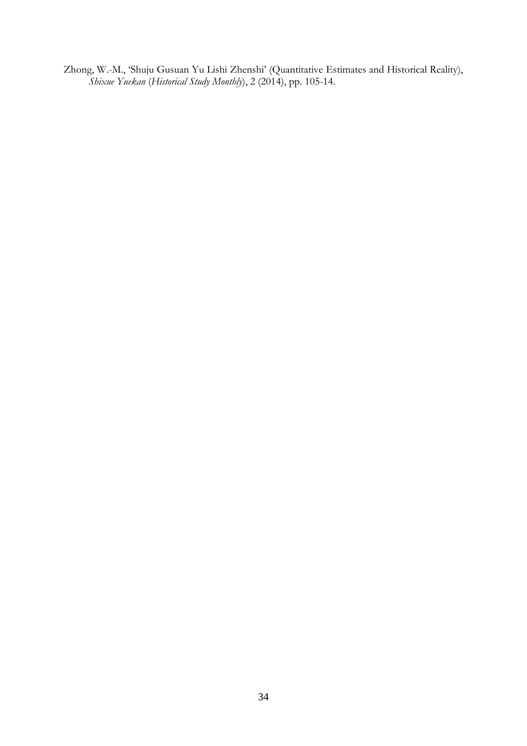Zhong, W.-M., 'Shuju Gusuan Yu Lishi Zhenshi' (Quantitative Estimates and Historical Reality), *Shixue Yuekan* (*Historical Study Monthly*), 2 (2014), pp. 105-14.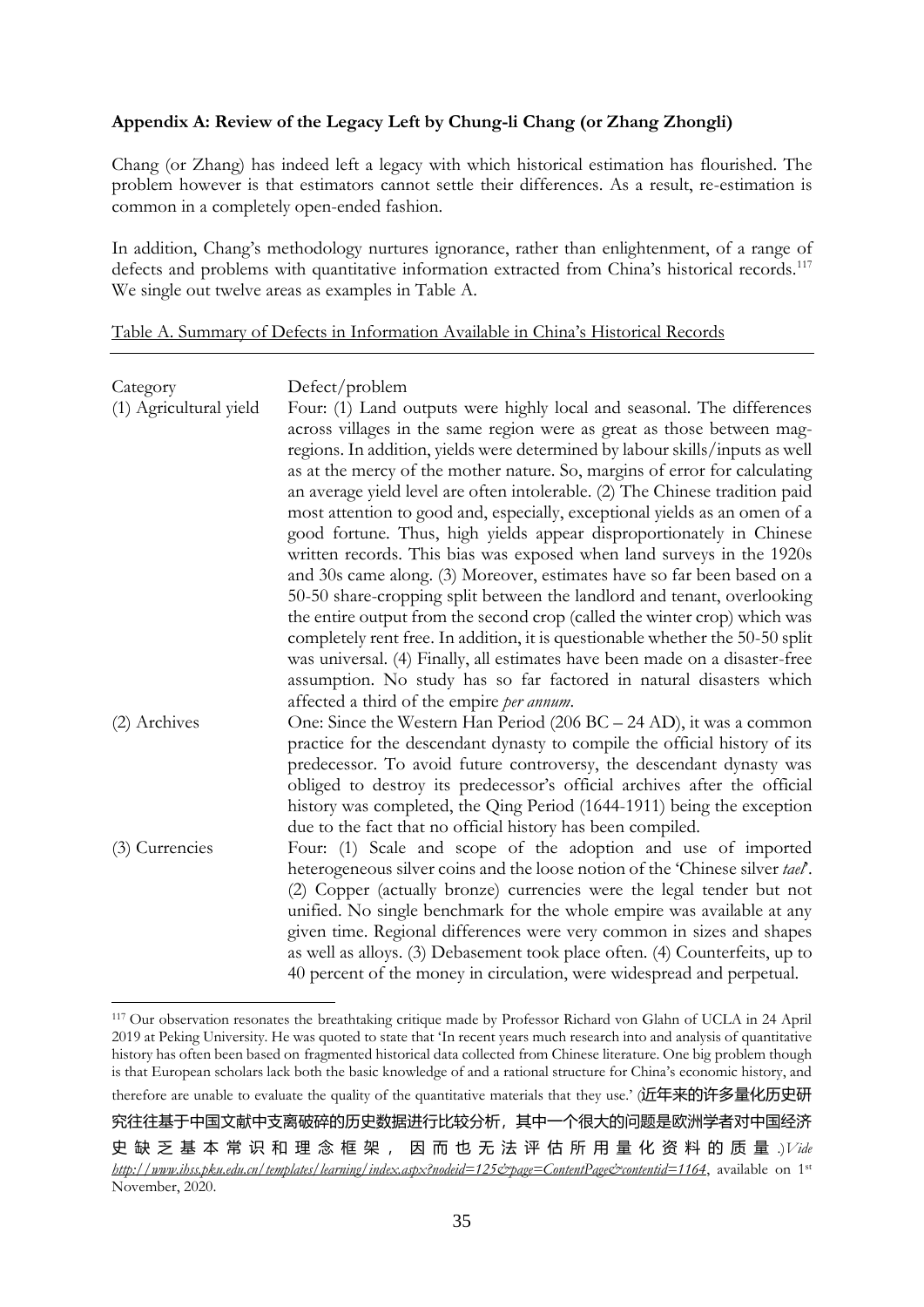**Appendix A: Review of the Legacy Left by Chung-li Chang (or Zhang Zhongli)**

Chang (or Zhang) has indeed left a legacy with which historical estimation has flourished. The problem however is that estimators cannot settle their differences. As a result, re-estimation is common in a completely open-ended fashion.

In addition, Chang's methodology nurtures ignorance, rather than enlightenment, of a range of defects and problems with quantitative information extracted from China's historical records.[117] We single out twelve areas as examples in Table A.

Table A. Summary of Defects in Information Available in China's Historical Records

| Category | Defect/problem |
|---|---|
| (1) Agricultural yield | Four: (1) Land outputs were highly local and seasonal. The differences across villages in the same region were as great as those between mag-regions. In addition, yields were determined by labour skills/inputs as well as at the mercy of the mother nature. So, margins of error for calculating an average yield level are often intolerable. (2) The Chinese tradition paid most attention to good and, especially, exceptional yields as an omen of a good fortune. Thus, high yields appear disproportionately in Chinese written records. This bias was exposed when land surveys in the 1920s and 30s came along. (3) Moreover, estimates have so far been based on a 50-50 share-cropping split between the landlord and tenant, overlooking the entire output from the second crop (called the winter crop) which was completely rent free. In addition, it is questionable whether the 50-50 split was universal. (4) Finally, all estimates have been made on a disaster-free assumption. No study has so far factored in natural disasters which affected a third of the empire *per annum*. |
| (2) Archives | One: Since the Western Han Period (206 BC – 24 AD), it was a common practice for the descendant dynasty to compile the official history of its predecessor. To avoid future controversy, the descendant dynasty was obliged to destroy its predecessor's official archives after the official history was completed, the Qing Period (1644-1911) being the exception due to the fact that no official history has been compiled. |
| (3) Currencies | Four: (1) Scale and scope of the adoption and use of imported heterogeneous silver coins and the loose notion of the 'Chinese silver *tael*'. (2) Copper (actually bronze) currencies were the legal tender but not unified. No single benchmark for the whole empire was available at any given time. Regional differences were very common in sizes and shapes as well as alloys. (3) Debasement took place often. (4) Counterfeits, up to 40 percent of the money in circulation, were widespread and perpetual. |

[117] Our observation resonates the breathtaking critique made by Professor Richard von Glahn of UCLA in 24 April 2019 at Peking University. He was quoted to state that 'In recent years much research into and analysis of quantitative history has often been based on fragmented historical data collected from Chinese literature. One big problem though is that European scholars lack both the basic knowledge of and a rational structure for China's economic history, and therefore are unable to evaluate the quality of the quantitative materials that they use.' (近年来的许多量化历史研究往往基于中国文献中支离破碎的历史数据进行比较分析，其中一个很大的问题是欧洲学者对中国经济史缺乏基本常识和理念框架，因而也无法评估所用量化资料的质量.) *Vide* *http://www.ihss.pku.edu.cn/templates/learning/index.aspx?nodeid=125&page=ContentPage&contentid=1164*, available on 1st November, 2020.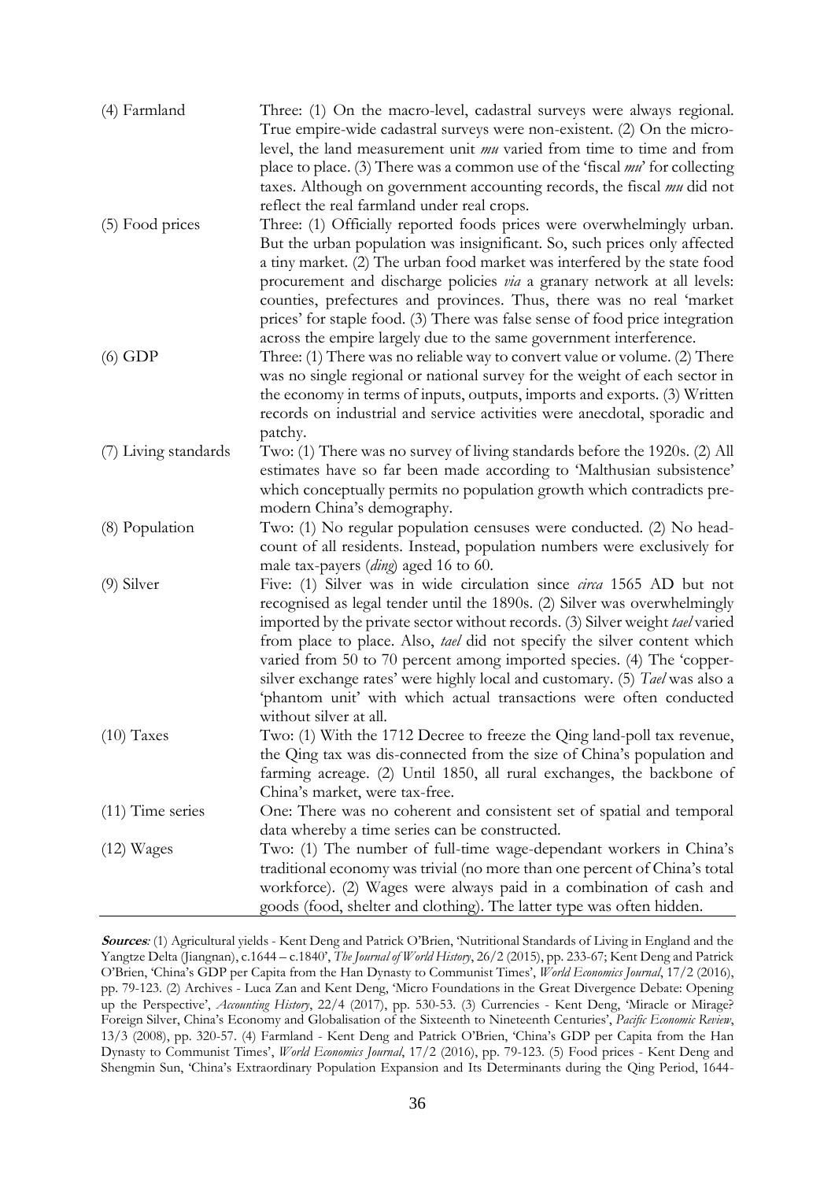| | |
|---|---|
| (4) Farmland | Three: (1) On the macro-level, cadastral surveys were always regional. True empire-wide cadastral surveys were non-existent. (2) On the micro-level, the land measurement unit *mu* varied from time to time and from place to place. (3) There was a common use of the 'fiscal *mu*' for collecting taxes. Although on government accounting records, the fiscal *mu* did not reflect the real farmland under real crops. |
| (5) Food prices | Three: (1) Officially reported foods prices were overwhelmingly urban. But the urban population was insignificant. So, such prices only affected a tiny market. (2) The urban food market was interfered by the state food procurement and discharge policies *via* a granary network at all levels: counties, prefectures and provinces. Thus, there was no real 'market prices' for staple food. (3) There was false sense of food price integration across the empire largely due to the same government interference. |
| (6) GDP | Three: (1) There was no reliable way to convert value or volume. (2) There was no single regional or national survey for the weight of each sector in the economy in terms of inputs, outputs, imports and exports. (3) Written records on industrial and service activities were anecdotal, sporadic and patchy. |
| (7) Living standards | Two: (1) There was no survey of living standards before the 1920s. (2) All estimates have so far been made according to 'Malthusian subsistence' which conceptually permits no population growth which contradicts pre-modern China's demography. |
| (8) Population | Two: (1) No regular population censuses were conducted. (2) No head-count of all residents. Instead, population numbers were exclusively for male tax-payers (*ding*) aged 16 to 60. |
| (9) Silver | Five: (1) Silver was in wide circulation since *circa* 1565 AD but not recognised as legal tender until the 1890s. (2) Silver was overwhelmingly imported by the private sector without records. (3) Silver weight *tael* varied from place to place. Also, *tael* did not specify the silver content which varied from 50 to 70 percent among imported species. (4) The 'copper-silver exchange rates' were highly local and customary. (5) *Tael* was also a 'phantom unit' with which actual transactions were often conducted without silver at all. |
| (10) Taxes | Two: (1) With the 1712 Decree to freeze the Qing land-poll tax revenue, the Qing tax was dis-connected from the size of China's population and farming acreage. (2) Until 1850, all rural exchanges, the backbone of China's market, were tax-free. |
| (11) Time series | One: There was no coherent and consistent set of spatial and temporal data whereby a time series can be constructed. |
| (12) Wages | Two: (1) The number of full-time wage-dependant workers in China's traditional economy was trivial (no more than one percent of China's total workforce). (2) Wages were always paid in a combination of cash and goods (food, shelter and clothing). The latter type was often hidden. |

***Sources**:* (1) Agricultural yields - Kent Deng and Patrick O'Brien, 'Nutritional Standards of Living in England and the Yangtze Delta (Jiangnan), c.1644 – c.1840', *The Journal of World History*, 26/2 (2015), pp. 233-67; Kent Deng and Patrick O'Brien, 'China's GDP per Capita from the Han Dynasty to Communist Times', *World Economics Journal*, 17/2 (2016), pp. 79-123. (2) Archives - Luca Zan and Kent Deng, 'Micro Foundations in the Great Divergence Debate: Opening up the Perspective', *Accounting History*, 22/4 (2017), pp. 530-53. (3) Currencies - Kent Deng, 'Miracle or Mirage? Foreign Silver, China's Economy and Globalisation of the Sixteenth to Nineteenth Centuries', *Pacific Economic Review*, 13/3 (2008), pp. 320-57. (4) Farmland - Kent Deng and Patrick O'Brien, 'China's GDP per Capita from the Han Dynasty to Communist Times', *World Economics Journal*, 17/2 (2016), pp. 79-123. (5) Food prices - Kent Deng and Shengmin Sun, 'China's Extraordinary Population Expansion and Its Determinants during the Qing Period, 1644-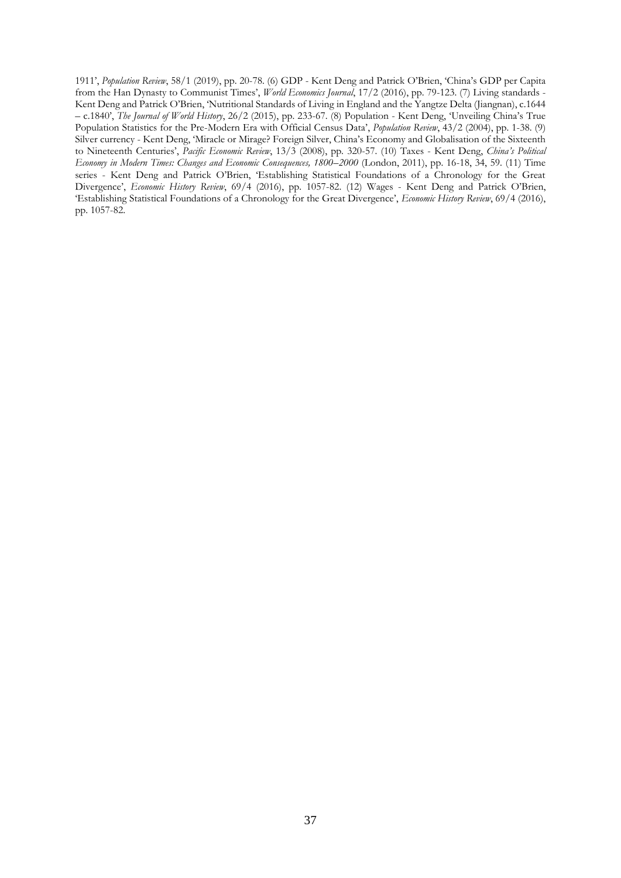1911', *Population Review*, 58/1 (2019), pp. 20-78. (6) GDP - Kent Deng and Patrick O'Brien, 'China's GDP per Capita from the Han Dynasty to Communist Times', *World Economics Journal*, 17/2 (2016), pp. 79-123. (7) Living standards - Kent Deng and Patrick O'Brien, 'Nutritional Standards of Living in England and the Yangtze Delta (Jiangnan), c.1644 – c.1840', *The Journal of World History*, 26/2 (2015), pp. 233-67. (8) Population - Kent Deng, 'Unveiling China's True Population Statistics for the Pre-Modern Era with Official Census Data', *Population Review*, 43/2 (2004), pp. 1-38. (9) Silver currency - Kent Deng, 'Miracle or Mirage? Foreign Silver, China's Economy and Globalisation of the Sixteenth to Nineteenth Centuries', *Pacific Economic Review*, 13/3 (2008), pp. 320-57. (10) Taxes - Kent Deng, *China's Political Economy in Modern Times: Changes and Economic Consequences, 1800–2000* (London, 2011), pp. 16-18, 34, 59. (11) Time series - Kent Deng and Patrick O'Brien, 'Establishing Statistical Foundations of a Chronology for the Great Divergence', *Economic History Review*, 69/4 (2016), pp. 1057-82. (12) Wages - Kent Deng and Patrick O'Brien, 'Establishing Statistical Foundations of a Chronology for the Great Divergence', *Economic History Review*, 69/4 (2016), pp. 1057-82.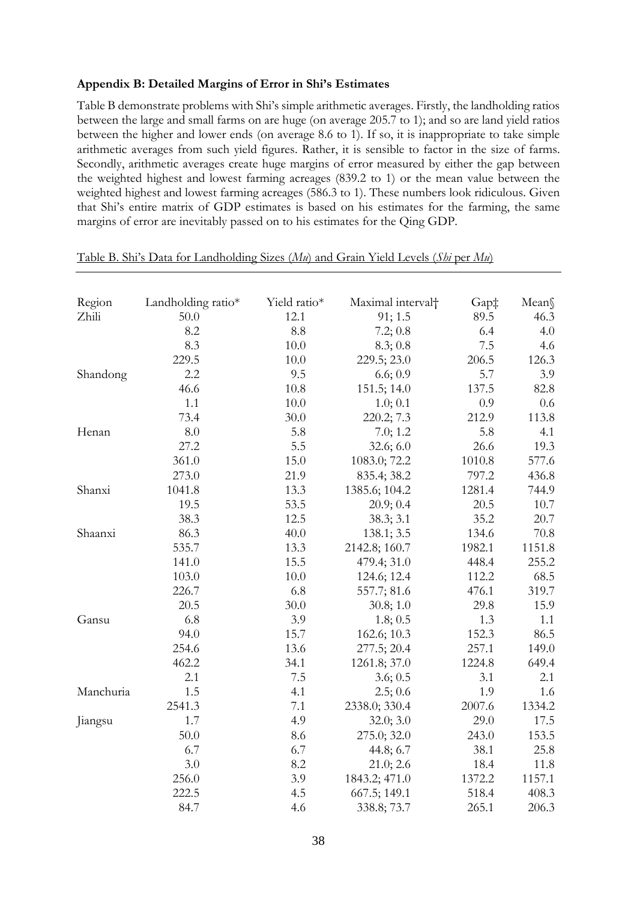**Appendix B: Detailed Margins of Error in Shi's Estimates**

Table B demonstrate problems with Shi's simple arithmetic averages. Firstly, the landholding ratios between the large and small farms on are huge (on average 205.7 to 1); and so are land yield ratios between the higher and lower ends (on average 8.6 to 1). If so, it is inappropriate to take simple arithmetic averages from such yield figures. Rather, it is sensible to factor in the size of farms. Secondly, arithmetic averages create huge margins of error measured by either the gap between the weighted highest and lowest farming acreages (839.2 to 1) or the mean value between the weighted highest and lowest farming acreages (586.3 to 1). These numbers look ridiculous. Given that Shi's entire matrix of GDP estimates is based on his estimates for the farming, the same margins of error are inevitably passed on to his estimates for the Qing GDP.

Table B. Shi's Data for Landholding Sizes (*Mu*) and Grain Yield Levels (*Shi* per *Mu*)

| Region | Landholding ratio* | Yield ratio* | Maximal interval† | Gap‡ | Mean§ |
|---|---|---|---|---|---|
| Zhili | 50.0 | 12.1 | 91; 1.5 | 89.5 | 46.3 |
| | 8.2 | 8.8 | 7.2; 0.8 | 6.4 | 4.0 |
| | 8.3 | 10.0 | 8.3; 0.8 | 7.5 | 4.6 |
| | 229.5 | 10.0 | 229.5; 23.0 | 206.5 | 126.3 |
| Shandong | 2.2 | 9.5 | 6.6; 0.9 | 5.7 | 3.9 |
| | 46.6 | 10.8 | 151.5; 14.0 | 137.5 | 82.8 |
| | 1.1 | 10.0 | 1.0; 0.1 | 0.9 | 0.6 |
| | 73.4 | 30.0 | 220.2; 7.3 | 212.9 | 113.8 |
| Henan | 8.0 | 5.8 | 7.0; 1.2 | 5.8 | 4.1 |
| | 27.2 | 5.5 | 32.6; 6.0 | 26.6 | 19.3 |
| | 361.0 | 15.0 | 1083.0; 72.2 | 1010.8 | 577.6 |
| | 273.0 | 21.9 | 835.4; 38.2 | 797.2 | 436.8 |
| Shanxi | 1041.8 | 13.3 | 1385.6; 104.2 | 1281.4 | 744.9 |
| | 19.5 | 53.5 | 20.9; 0.4 | 20.5 | 10.7 |
| | 38.3 | 12.5 | 38.3; 3.1 | 35.2 | 20.7 |
| Shaanxi | 86.3 | 40.0 | 138.1; 3.5 | 134.6 | 70.8 |
| | 535.7 | 13.3 | 2142.8; 160.7 | 1982.1 | 1151.8 |
| | 141.0 | 15.5 | 479.4; 31.0 | 448.4 | 255.2 |
| | 103.0 | 10.0 | 124.6; 12.4 | 112.2 | 68.5 |
| | 226.7 | 6.8 | 557.7; 81.6 | 476.1 | 319.7 |
| | 20.5 | 30.0 | 30.8; 1.0 | 29.8 | 15.9 |
| Gansu | 6.8 | 3.9 | 1.8; 0.5 | 1.3 | 1.1 |
| | 94.0 | 15.7 | 162.6; 10.3 | 152.3 | 86.5 |
| | 254.6 | 13.6 | 277.5; 20.4 | 257.1 | 149.0 |
| | 462.2 | 34.1 | 1261.8; 37.0 | 1224.8 | 649.4 |
| | 2.1 | 7.5 | 3.6; 0.5 | 3.1 | 2.1 |
| Manchuria | 1.5 | 4.1 | 2.5; 0.6 | 1.9 | 1.6 |
| | 2541.3 | 7.1 | 2338.0; 330.4 | 2007.6 | 1334.2 |
| Jiangsu | 1.7 | 4.9 | 32.0; 3.0 | 29.0 | 17.5 |
| | 50.0 | 8.6 | 275.0; 32.0 | 243.0 | 153.5 |
| | 6.7 | 6.7 | 44.8; 6.7 | 38.1 | 25.8 |
| | 3.0 | 8.2 | 21.0; 2.6 | 18.4 | 11.8 |
| | 256.0 | 3.9 | 1843.2; 471.0 | 1372.2 | 1157.1 |
| | 222.5 | 4.5 | 667.5; 149.1 | 518.4 | 408.3 |
| | 84.7 | 4.6 | 338.8; 73.7 | 265.1 | 206.3 |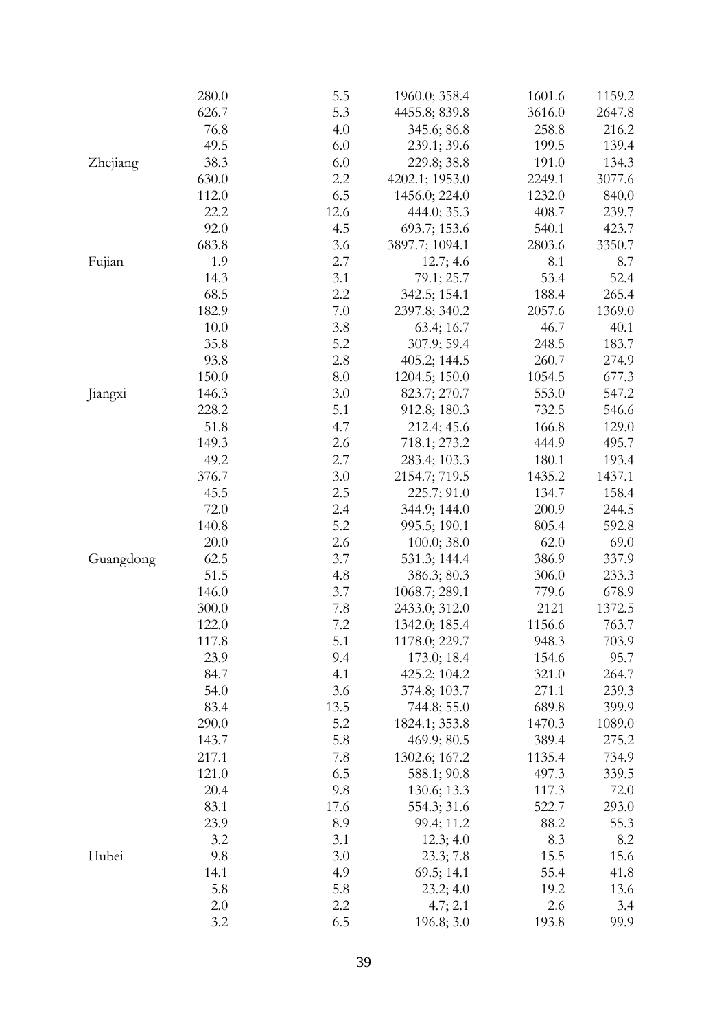| | | | | | |
|---|---|---|---|---|---|
| | 280.0 | 5.5 | 1960.0; 358.4 | 1601.6 | 1159.2 |
| | 626.7 | 5.3 | 4455.8; 839.8 | 3616.0 | 2647.8 |
| | 76.8 | 4.0 | 345.6; 86.8 | 258.8 | 216.2 |
| | 49.5 | 6.0 | 239.1; 39.6 | 199.5 | 139.4 |
| Zhejiang | 38.3 | 6.0 | 229.8; 38.8 | 191.0 | 134.3 |
| | 630.0 | 2.2 | 4202.1; 1953.0 | 2249.1 | 3077.6 |
| | 112.0 | 6.5 | 1456.0; 224.0 | 1232.0 | 840.0 |
| | 22.2 | 12.6 | 444.0; 35.3 | 408.7 | 239.7 |
| | 92.0 | 4.5 | 693.7; 153.6 | 540.1 | 423.7 |
| | 683.8 | 3.6 | 3897.7; 1094.1 | 2803.6 | 3350.7 |
| Fujian | 1.9 | 2.7 | 12.7; 4.6 | 8.1 | 8.7 |
| | 14.3 | 3.1 | 79.1; 25.7 | 53.4 | 52.4 |
| | 68.5 | 2.2 | 342.5; 154.1 | 188.4 | 265.4 |
| | 182.9 | 7.0 | 2397.8; 340.2 | 2057.6 | 1369.0 |
| | 10.0 | 3.8 | 63.4; 16.7 | 46.7 | 40.1 |
| | 35.8 | 5.2 | 307.9; 59.4 | 248.5 | 183.7 |
| | 93.8 | 2.8 | 405.2; 144.5 | 260.7 | 274.9 |
| | 150.0 | 8.0 | 1204.5; 150.0 | 1054.5 | 677.3 |
| Jiangxi | 146.3 | 3.0 | 823.7; 270.7 | 553.0 | 547.2 |
| | 228.2 | 5.1 | 912.8; 180.3 | 732.5 | 546.6 |
| | 51.8 | 4.7 | 212.4; 45.6 | 166.8 | 129.0 |
| | 149.3 | 2.6 | 718.1; 273.2 | 444.9 | 495.7 |
| | 49.2 | 2.7 | 283.4; 103.3 | 180.1 | 193.4 |
| | 376.7 | 3.0 | 2154.7; 719.5 | 1435.2 | 1437.1 |
| | 45.5 | 2.5 | 225.7; 91.0 | 134.7 | 158.4 |
| | 72.0 | 2.4 | 344.9; 144.0 | 200.9 | 244.5 |
| | 140.8 | 5.2 | 995.5; 190.1 | 805.4 | 592.8 |
| | 20.0 | 2.6 | 100.0; 38.0 | 62.0 | 69.0 |
| Guangdong | 62.5 | 3.7 | 531.3; 144.4 | 386.9 | 337.9 |
| | 51.5 | 4.8 | 386.3; 80.3 | 306.0 | 233.3 |
| | 146.0 | 3.7 | 1068.7; 289.1 | 779.6 | 678.9 |
| | 300.0 | 7.8 | 2433.0; 312.0 | 2121 | 1372.5 |
| | 122.0 | 7.2 | 1342.0; 185.4 | 1156.6 | 763.7 |
| | 117.8 | 5.1 | 1178.0; 229.7 | 948.3 | 703.9 |
| | 23.9 | 9.4 | 173.0; 18.4 | 154.6 | 95.7 |
| | 84.7 | 4.1 | 425.2; 104.2 | 321.0 | 264.7 |
| | 54.0 | 3.6 | 374.8; 103.7 | 271.1 | 239.3 |
| | 83.4 | 13.5 | 744.8; 55.0 | 689.8 | 399.9 |
| | 290.0 | 5.2 | 1824.1; 353.8 | 1470.3 | 1089.0 |
| | 143.7 | 5.8 | 469.9; 80.5 | 389.4 | 275.2 |
| | 217.1 | 7.8 | 1302.6; 167.2 | 1135.4 | 734.9 |
| | 121.0 | 6.5 | 588.1; 90.8 | 497.3 | 339.5 |
| | 20.4 | 9.8 | 130.6; 13.3 | 117.3 | 72.0 |
| | 83.1 | 17.6 | 554.3; 31.6 | 522.7 | 293.0 |
| | 23.9 | 8.9 | 99.4; 11.2 | 88.2 | 55.3 |
| | 3.2 | 3.1 | 12.3; 4.0 | 8.3 | 8.2 |
| Hubei | 9.8 | 3.0 | 23.3; 7.8 | 15.5 | 15.6 |
| | 14.1 | 4.9 | 69.5; 14.1 | 55.4 | 41.8 |
| | 5.8 | 5.8 | 23.2; 4.0 | 19.2 | 13.6 |
| | 2.0 | 2.2 | 4.7; 2.1 | 2.6 | 3.4 |
| | 3.2 | 6.5 | 196.8; 3.0 | 193.8 | 99.9 |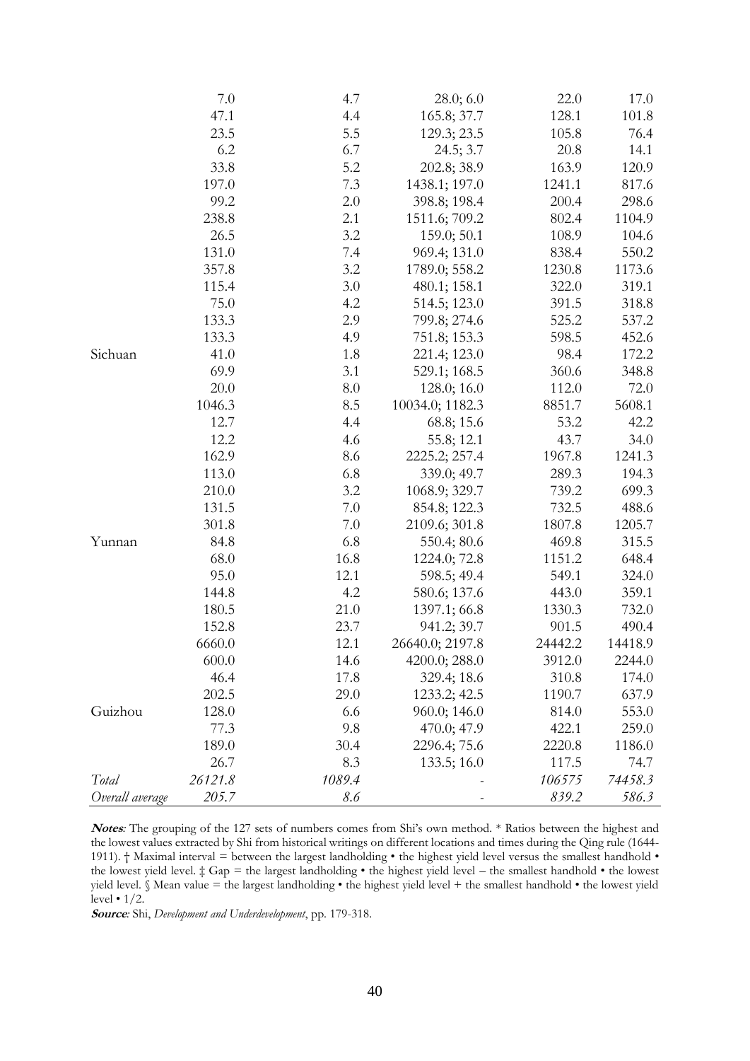| | | | | | |
|---|---|---|---|---|---|
| | 7.0 | 4.7 | 28.0; 6.0 | 22.0 | 17.0 |
| | 47.1 | 4.4 | 165.8; 37.7 | 128.1 | 101.8 |
| | 23.5 | 5.5 | 129.3; 23.5 | 105.8 | 76.4 |
| | 6.2 | 6.7 | 24.5; 3.7 | 20.8 | 14.1 |
| | 33.8 | 5.2 | 202.8; 38.9 | 163.9 | 120.9 |
| | 197.0 | 7.3 | 1438.1; 197.0 | 1241.1 | 817.6 |
| | 99.2 | 2.0 | 398.8; 198.4 | 200.4 | 298.6 |
| | 238.8 | 2.1 | 1511.6; 709.2 | 802.4 | 1104.9 |
| | 26.5 | 3.2 | 159.0; 50.1 | 108.9 | 104.6 |
| | 131.0 | 7.4 | 969.4; 131.0 | 838.4 | 550.2 |
| | 357.8 | 3.2 | 1789.0; 558.2 | 1230.8 | 1173.6 |
| | 115.4 | 3.0 | 480.1; 158.1 | 322.0 | 319.1 |
| | 75.0 | 4.2 | 514.5; 123.0 | 391.5 | 318.8 |
| | 133.3 | 2.9 | 799.8; 274.6 | 525.2 | 537.2 |
| | 133.3 | 4.9 | 751.8; 153.3 | 598.5 | 452.6 |
| Sichuan | 41.0 | 1.8 | 221.4; 123.0 | 98.4 | 172.2 |
| | 69.9 | 3.1 | 529.1; 168.5 | 360.6 | 348.8 |
| | 20.0 | 8.0 | 128.0; 16.0 | 112.0 | 72.0 |
| | 1046.3 | 8.5 | 10034.0; 1182.3 | 8851.7 | 5608.1 |
| | 12.7 | 4.4 | 68.8; 15.6 | 53.2 | 42.2 |
| | 12.2 | 4.6 | 55.8; 12.1 | 43.7 | 34.0 |
| | 162.9 | 8.6 | 2225.2; 257.4 | 1967.8 | 1241.3 |
| | 113.0 | 6.8 | 339.0; 49.7 | 289.3 | 194.3 |
| | 210.0 | 3.2 | 1068.9; 329.7 | 739.2 | 699.3 |
| | 131.5 | 7.0 | 854.8; 122.3 | 732.5 | 488.6 |
| | 301.8 | 7.0 | 2109.6; 301.8 | 1807.8 | 1205.7 |
| Yunnan | 84.8 | 6.8 | 550.4; 80.6 | 469.8 | 315.5 |
| | 68.0 | 16.8 | 1224.0; 72.8 | 1151.2 | 648.4 |
| | 95.0 | 12.1 | 598.5; 49.4 | 549.1 | 324.0 |
| | 144.8 | 4.2 | 580.6; 137.6 | 443.0 | 359.1 |
| | 180.5 | 21.0 | 1397.1; 66.8 | 1330.3 | 732.0 |
| | 152.8 | 23.7 | 941.2; 39.7 | 901.5 | 490.4 |
| | 6660.0 | 12.1 | 26640.0; 2197.8 | 24442.2 | 14418.9 |
| | 600.0 | 14.6 | 4200.0; 288.0 | 3912.0 | 2244.0 |
| | 46.4 | 17.8 | 329.4; 18.6 | 310.8 | 174.0 |
| | 202.5 | 29.0 | 1233.2; 42.5 | 1190.7 | 637.9 |
| Guizhou | 128.0 | 6.6 | 960.0; 146.0 | 814.0 | 553.0 |
| | 77.3 | 9.8 | 470.0; 47.9 | 422.1 | 259.0 |
| | 189.0 | 30.4 | 2296.4; 75.6 | 2220.8 | 1186.0 |
| | 26.7 | 8.3 | 133.5; 16.0 | 117.5 | 74.7 |
| *Total* | *26121.8* | *1089.4* | - | *106575* | *74458.3* |
| *Overall average* | *205.7* | *8.6* | - | *839.2* | *586.3* |

***Notes**:* The grouping of the 127 sets of numbers comes from Shi's own method. * Ratios between the highest and the lowest values extracted by Shi from historical writings on different locations and times during the Qing rule (1644-1911). † Maximal interval = between the largest landholding • the highest yield level versus the smallest handhold • the lowest yield level. ‡ Gap = the largest landholding • the highest yield level – the smallest handhold • the lowest yield level. § Mean value = the largest landholding • the highest yield level + the smallest handhold • the lowest yield level • 1/2.

***Source**:* Shi, *Development and Underdevelopment*, pp. 179-318.